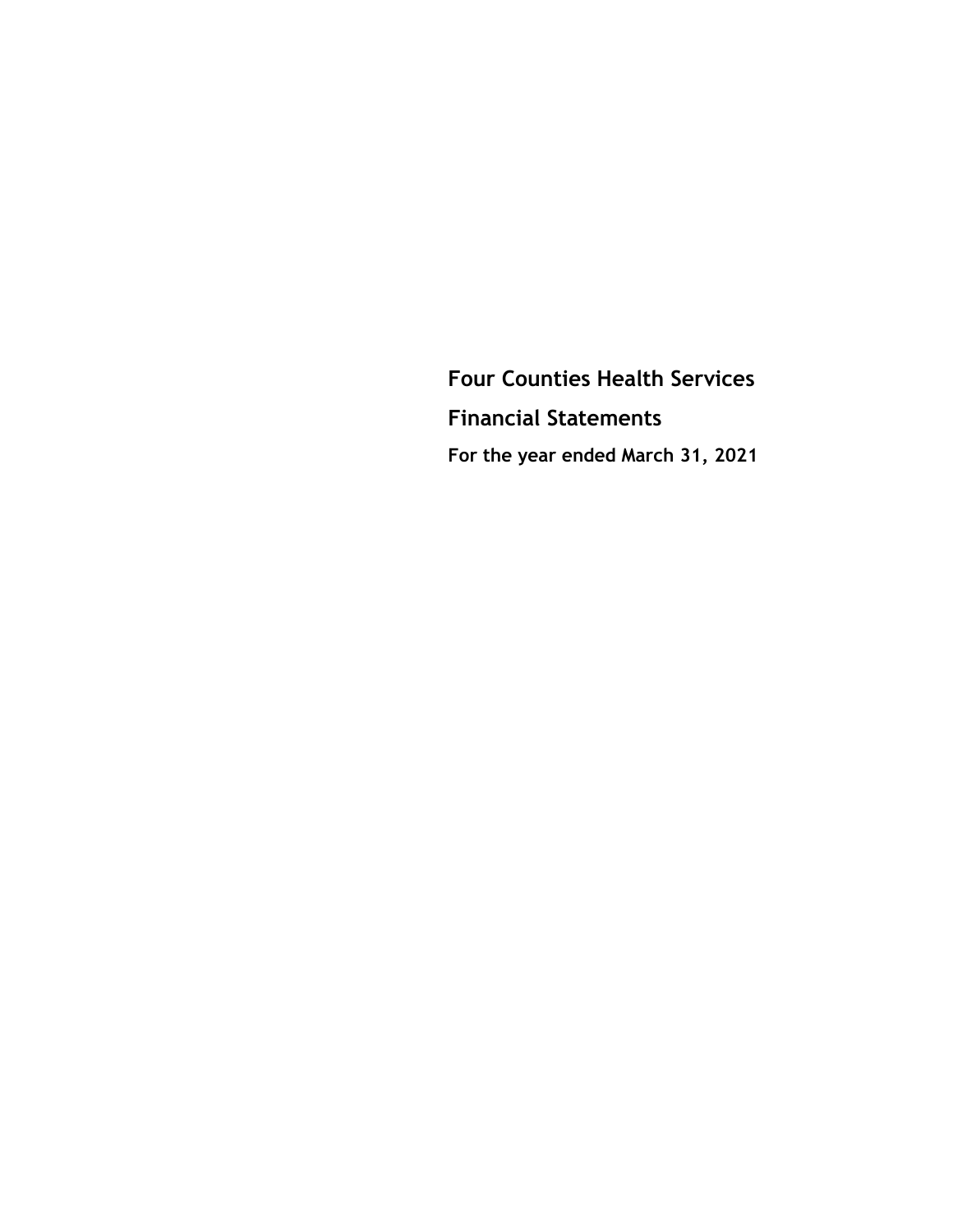# Four Counties Health Services

## Financial Statements

**For the year ended March 31, 2021**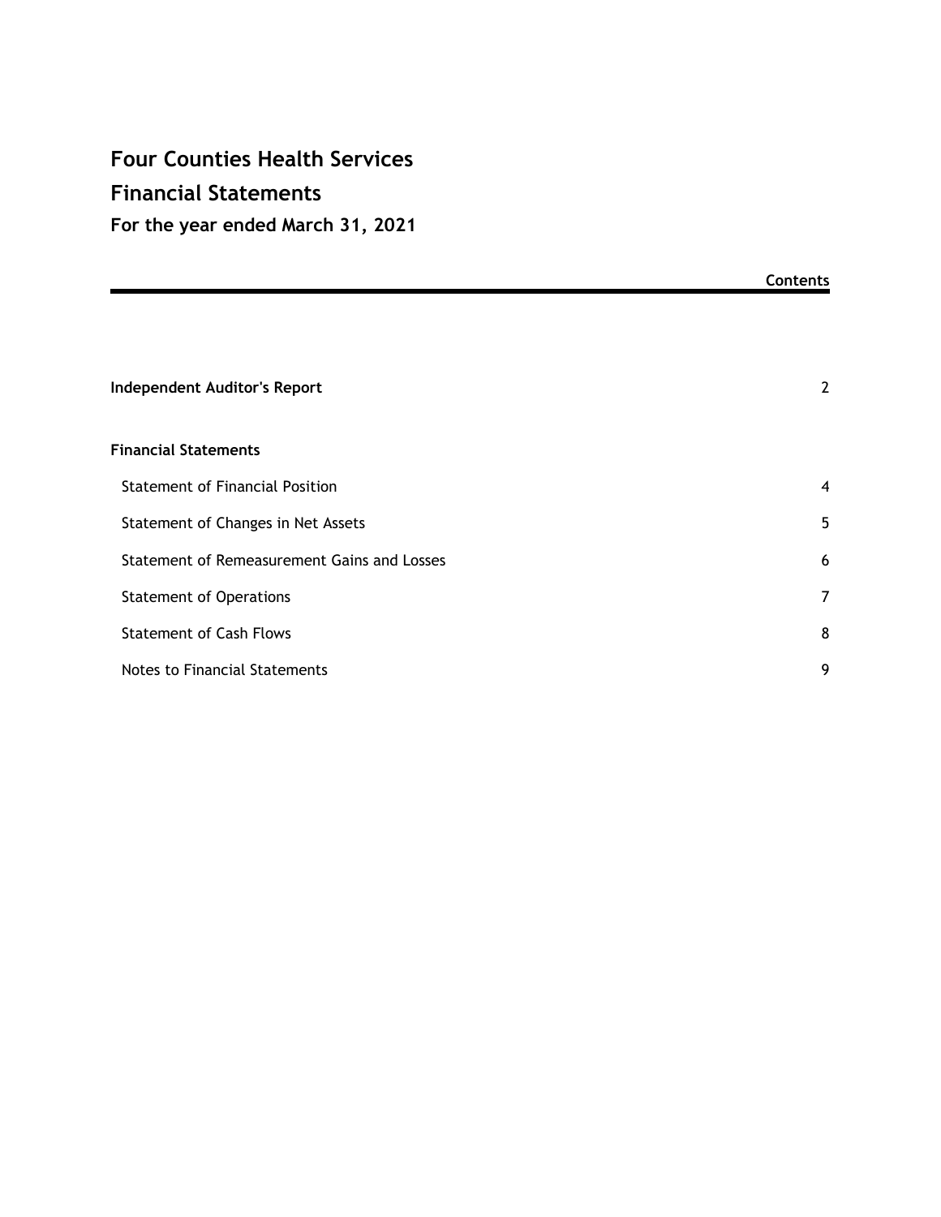# Four Counties Health Services

# Financial Statements

### For the year ended March 31, 2021

**Contents**

| | |
|---|---|
| **Independent Auditor's Report** | 2 |
| **Financial Statements** | |
| Statement of Financial Position | 4 |
| Statement of Changes in Net Assets | 5 |
| Statement of Remeasurement Gains and Losses | 6 |
| Statement of Operations | 7 |
| Statement of Cash Flows | 8 |
| Notes to Financial Statements | 9 |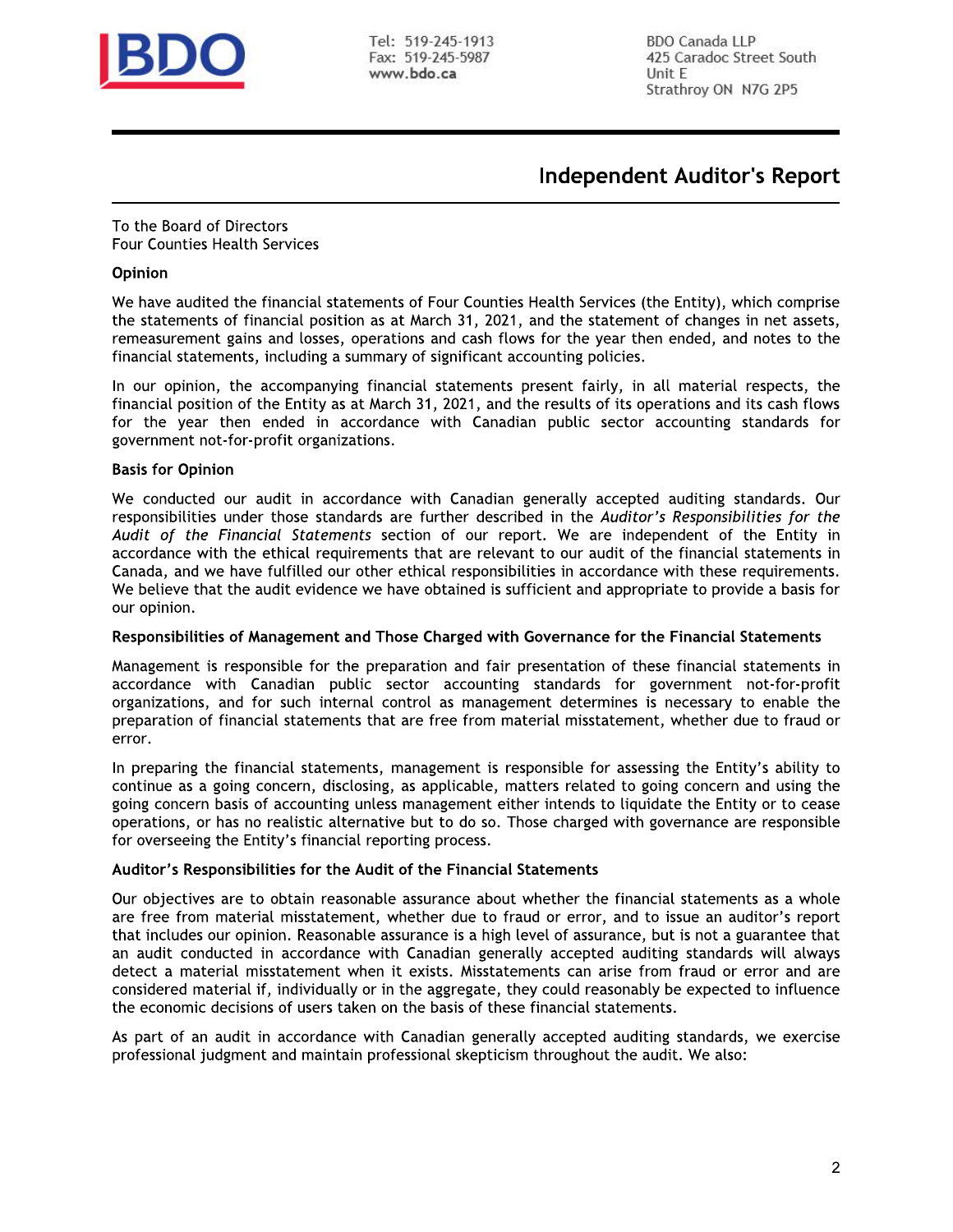BDO

Tel: 519-245-1913
Fax: 519-245-5987
www.bdo.ca

BDO Canada LLP
425 Caradoc Street South
Unit E
Strathroy ON N7G 2P5

# Independent Auditor's Report

To the Board of Directors
Four Counties Health Services

**Opinion**

We have audited the financial statements of Four Counties Health Services (the Entity), which comprise the statements of financial position as at March 31, 2021, and the statement of changes in net assets, remeasurement gains and losses, operations and cash flows for the year then ended, and notes to the financial statements, including a summary of significant accounting policies.

In our opinion, the accompanying financial statements present fairly, in all material respects, the financial position of the Entity as at March 31, 2021, and the results of its operations and its cash flows for the year then ended in accordance with Canadian public sector accounting standards for government not-for-profit organizations.

**Basis for Opinion**

We conducted our audit in accordance with Canadian generally accepted auditing standards. Our responsibilities under those standards are further described in the *Auditor's Responsibilities for the Audit of the Financial Statements* section of our report. We are independent of the Entity in accordance with the ethical requirements that are relevant to our audit of the financial statements in Canada, and we have fulfilled our other ethical responsibilities in accordance with these requirements. We believe that the audit evidence we have obtained is sufficient and appropriate to provide a basis for our opinion.

**Responsibilities of Management and Those Charged with Governance for the Financial Statements**

Management is responsible for the preparation and fair presentation of these financial statements in accordance with Canadian public sector accounting standards for government not-for-profit organizations, and for such internal control as management determines is necessary to enable the preparation of financial statements that are free from material misstatement, whether due to fraud or error.

In preparing the financial statements, management is responsible for assessing the Entity's ability to continue as a going concern, disclosing, as applicable, matters related to going concern and using the going concern basis of accounting unless management either intends to liquidate the Entity or to cease operations, or has no realistic alternative but to do so. Those charged with governance are responsible for overseeing the Entity's financial reporting process.

**Auditor's Responsibilities for the Audit of the Financial Statements**

Our objectives are to obtain reasonable assurance about whether the financial statements as a whole are free from material misstatement, whether due to fraud or error, and to issue an auditor's report that includes our opinion. Reasonable assurance is a high level of assurance, but is not a guarantee that an audit conducted in accordance with Canadian generally accepted auditing standards will always detect a material misstatement when it exists. Misstatements can arise from fraud or error and are considered material if, individually or in the aggregate, they could reasonably be expected to influence the economic decisions of users taken on the basis of these financial statements.

As part of an audit in accordance with Canadian generally accepted auditing standards, we exercise professional judgment and maintain professional skepticism throughout the audit. We also: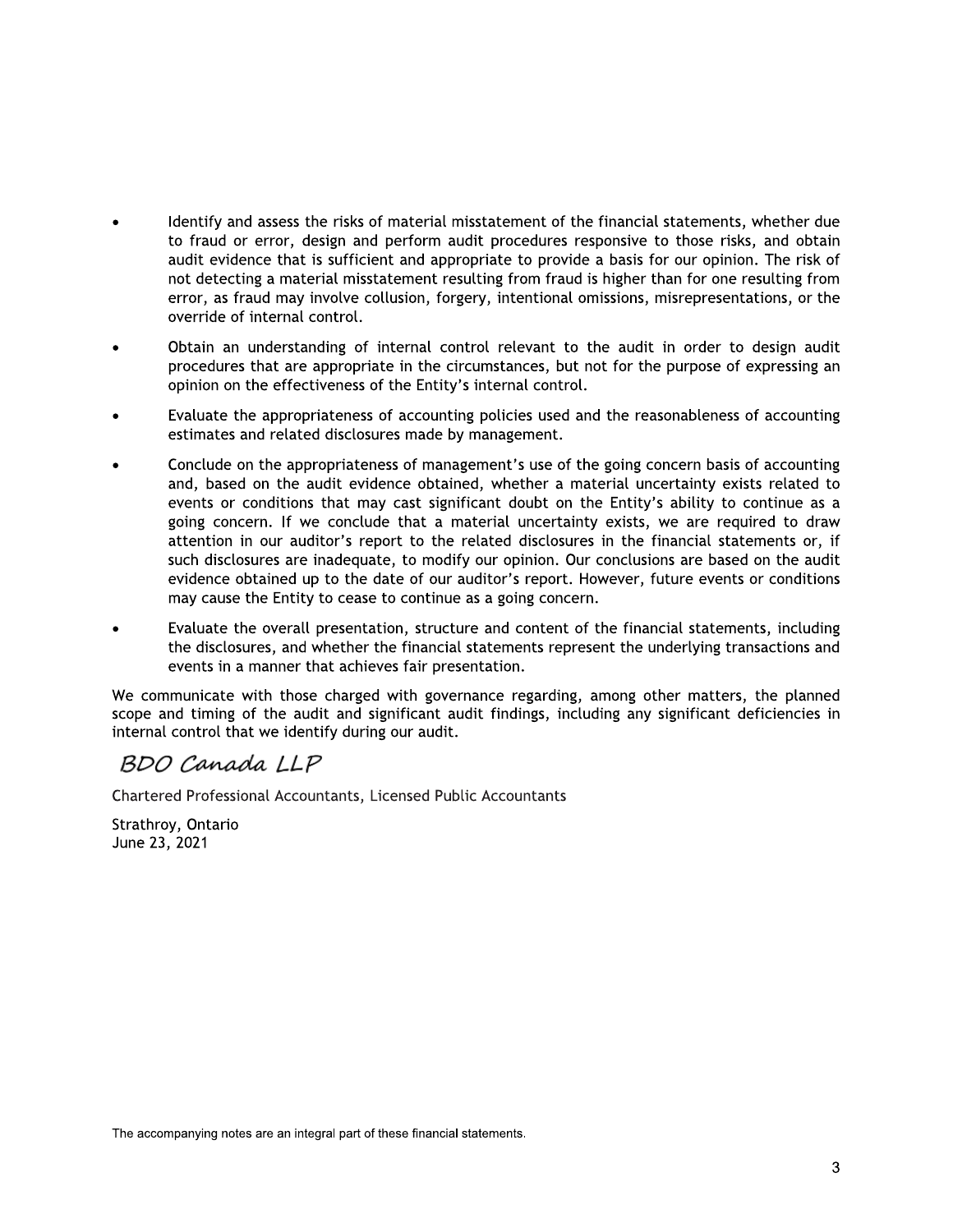- Identify and assess the risks of material misstatement of the financial statements, whether due to fraud or error, design and perform audit procedures responsive to those risks, and obtain audit evidence that is sufficient and appropriate to provide a basis for our opinion. The risk of not detecting a material misstatement resulting from fraud is higher than for one resulting from error, as fraud may involve collusion, forgery, intentional omissions, misrepresentations, or the override of internal control.

- Obtain an understanding of internal control relevant to the audit in order to design audit procedures that are appropriate in the circumstances, but not for the purpose of expressing an opinion on the effectiveness of the Entity's internal control.

- Evaluate the appropriateness of accounting policies used and the reasonableness of accounting estimates and related disclosures made by management.

- Conclude on the appropriateness of management's use of the going concern basis of accounting and, based on the audit evidence obtained, whether a material uncertainty exists related to events or conditions that may cast significant doubt on the Entity's ability to continue as a going concern. If we conclude that a material uncertainty exists, we are required to draw attention in our auditor's report to the related disclosures in the financial statements or, if such disclosures are inadequate, to modify our opinion. Our conclusions are based on the audit evidence obtained up to the date of our auditor's report. However, future events or conditions may cause the Entity to cease to continue as a going concern.

- Evaluate the overall presentation, structure and content of the financial statements, including the disclosures, and whether the financial statements represent the underlying transactions and events in a manner that achieves fair presentation.

We communicate with those charged with governance regarding, among other matters, the planned scope and timing of the audit and significant audit findings, including any significant deficiencies in internal control that we identify during our audit.

*BDO Canada LLP*

Chartered Professional Accountants, Licensed Public Accountants

Strathroy, Ontario
June 23, 2021

The accompanying notes are an integral part of these financial statements.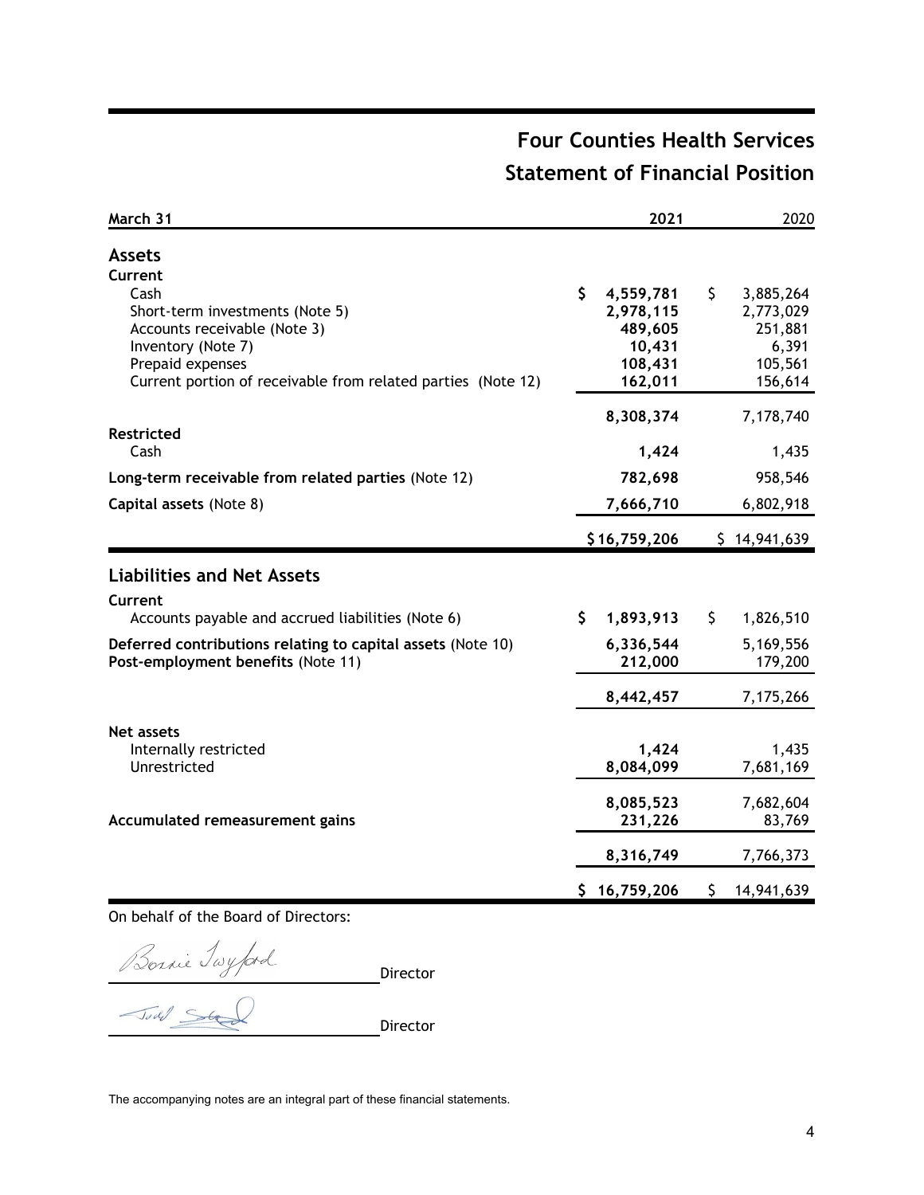# Four Counties Health Services

## Statement of Financial Position

| March 31 | 2021 | 2020 |
|---|---|---|
| **Assets** | | |
| **Current** | | |
| Cash | $ 4,559,781 | $ 3,885,264 |
| Short-term investments (Note 5) | 2,978,115 | 2,773,029 |
| Accounts receivable (Note 3) | 489,605 | 251,881 |
| Inventory (Note 7) | 10,431 | 6,391 |
| Prepaid expenses | 108,431 | 105,561 |
| Current portion of receivable from related parties (Note 12) | 162,011 | 156,614 |
| | 8,308,374 | 7,178,740 |
| **Restricted** | | |
| Cash | 1,424 | 1,435 |
| **Long-term receivable from related parties** (Note 12) | 782,698 | 958,546 |
| **Capital assets** (Note 8) | 7,666,710 | 6,802,918 |
| | $ 16,759,206 | $ 14,941,639 |
| **Liabilities and Net Assets** | | |
| **Current** | | |
| Accounts payable and accrued liabilities (Note 6) | $ 1,893,913 | $ 1,826,510 |
| **Deferred contributions relating to capital assets** (Note 10) | 6,336,544 | 5,169,556 |
| **Post-employment benefits** (Note 11) | 212,000 | 179,200 |
| | 8,442,457 | 7,175,266 |
| **Net assets** | | |
| Internally restricted | 1,424 | 1,435 |
| Unrestricted | 8,084,099 | 7,681,169 |
| | 8,085,523 | 7,682,604 |
| **Accumulated remeasurement gains** | 231,226 | 83,769 |
| | 8,316,749 | 7,766,373 |
| | $ 16,759,206 | $ 14,941,639 |

On behalf of the Board of Directors:

Bonnie Twyford Director

Director

The accompanying notes are an integral part of these financial statements.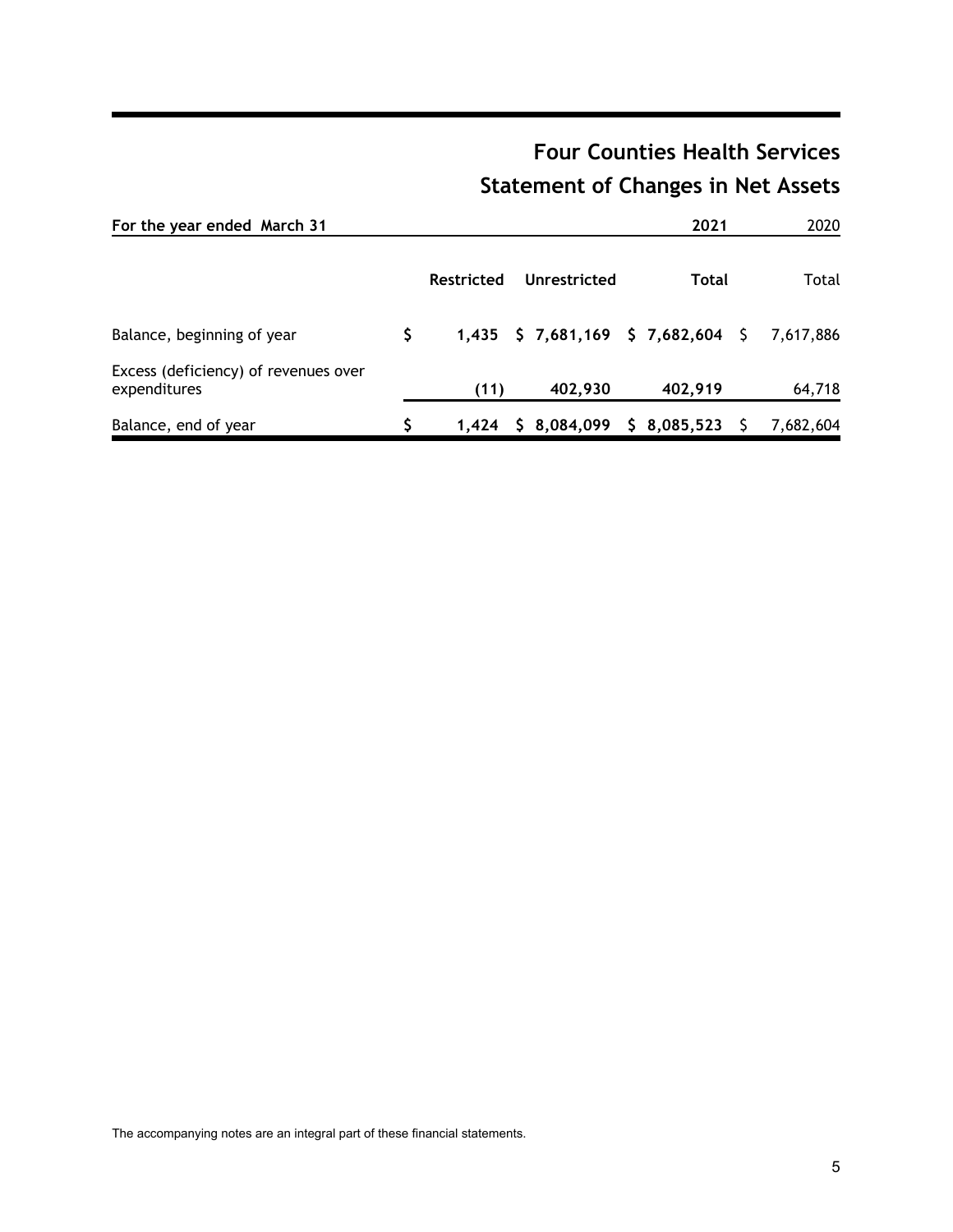# Four Counties Health Services

## Statement of Changes in Net Assets

| For the year ended March 31 | | | 2021 | 2020 |
|---|---|---|---|---|
| | Restricted | Unrestricted | Total | Total |
| Balance, beginning of year | $ 1,435 | $ 7,681,169 | $ 7,682,604 | $ 7,617,886 |
| Excess (deficiency) of revenues over expenditures | (11) | 402,930 | 402,919 | 64,718 |
| Balance, end of year | $ 1,424 | $ 8,084,099 | $ 8,085,523 | $ 7,682,604 |

The accompanying notes are an integral part of these financial statements.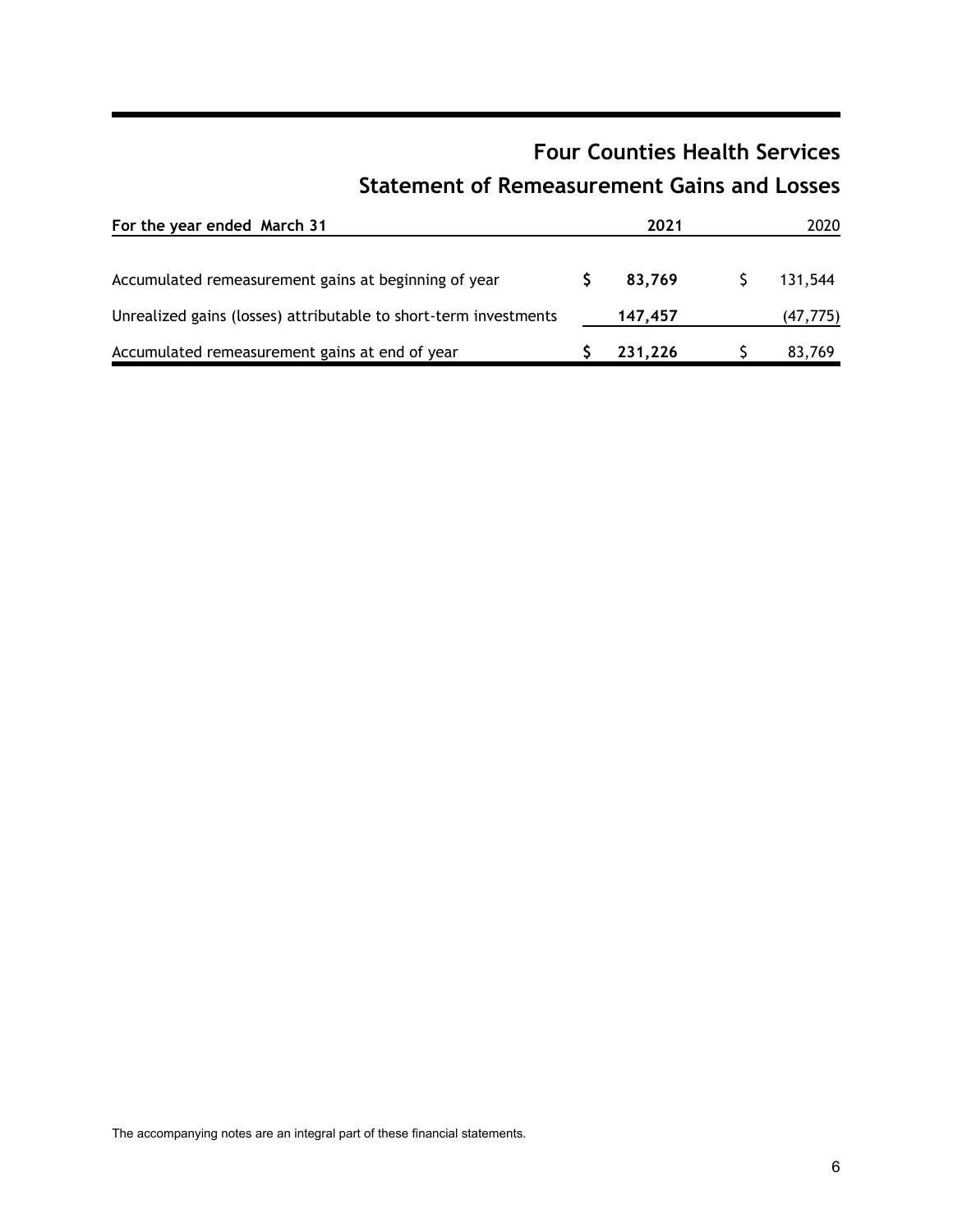# Four Counties Health Services

## Statement of Remeasurement Gains and Losses

| For the year ended March 31 | 2021 | 2020 |
|---|---|---|
| Accumulated remeasurement gains at beginning of year | $ 83,769 | $ 131,544 |
| Unrealized gains (losses) attributable to short-term investments | 147,457 | (47,775) |
| Accumulated remeasurement gains at end of year | $ 231,226 | $ 83,769 |

The accompanying notes are an integral part of these financial statements.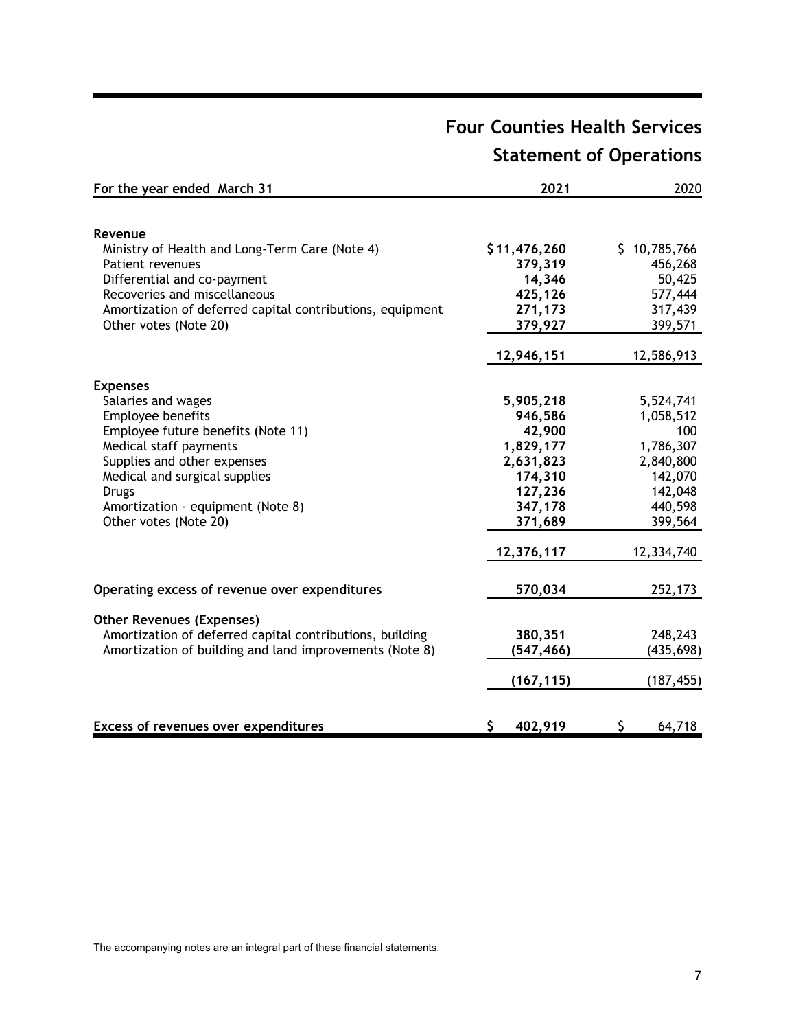# Four Counties Health Services

## Statement of Operations

| For the year ended March 31 | 2021 | 2020 |
| --- | --- | --- |
| **Revenue** | | |
| Ministry of Health and Long-Term Care (Note 4) | **$11,476,260** | $ 10,785,766 |
| Patient revenues | **379,319** | 456,268 |
| Differential and co-payment | **14,346** | 50,425 |
| Recoveries and miscellaneous | **425,126** | 577,444 |
| Amortization of deferred capital contributions, equipment | **271,173** | 317,439 |
| Other votes (Note 20) | **379,927** | 399,571 |
| | **12,946,151** | 12,586,913 |
| **Expenses** | | |
| Salaries and wages | **5,905,218** | 5,524,741 |
| Employee benefits | **946,586** | 1,058,512 |
| Employee future benefits (Note 11) | **42,900** | 100 |
| Medical staff payments | **1,829,177** | 1,786,307 |
| Supplies and other expenses | **2,631,823** | 2,840,800 |
| Medical and surgical supplies | **174,310** | 142,070 |
| Drugs | **127,236** | 142,048 |
| Amortization - equipment (Note 8) | **347,178** | 440,598 |
| Other votes (Note 20) | **371,689** | 399,564 |
| | **12,376,117** | 12,334,740 |
| **Operating excess of revenue over expenditures** | **570,034** | 252,173 |
| **Other Revenues (Expenses)** | | |
| Amortization of deferred capital contributions, building | **380,351** | 248,243 |
| Amortization of building and land improvements (Note 8) | **(547,466)** | (435,698) |
| | **(167,115)** | (187,455) |
| **Excess of revenues over expenditures** | **$ 402,919** | $ 64,718 |

The accompanying notes are an integral part of these financial statements.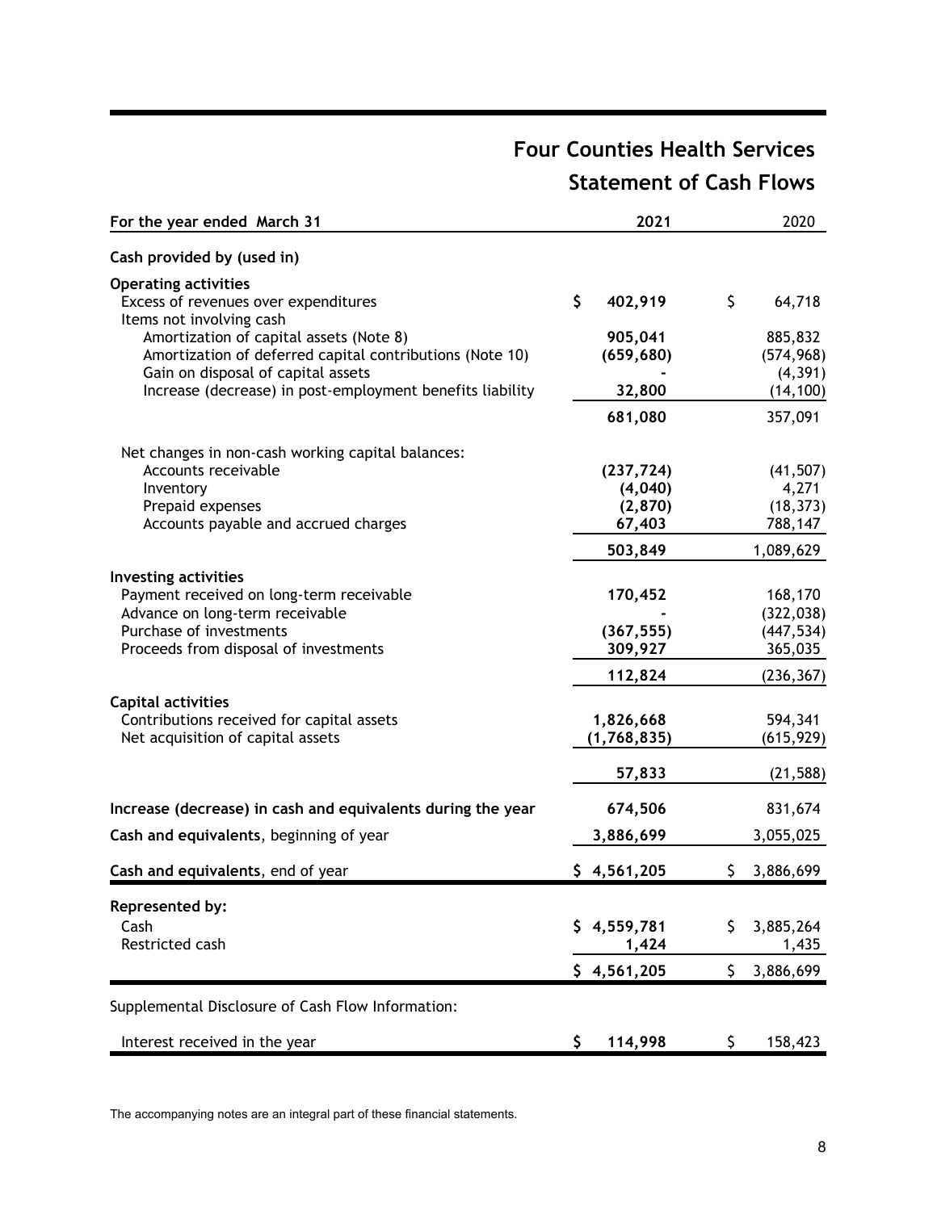# Four Counties Health Services

## Statement of Cash Flows

| For the year ended March 31 | 2021 | 2020 |
|---|---|---|
| **Cash provided by (used in)** | | |
| **Operating activities** | | |
| Excess of revenues over expenditures | $ 402,919 | $ 64,718 |
| Items not involving cash | | |
| Amortization of capital assets (Note 8) | 905,041 | 885,832 |
| Amortization of deferred capital contributions (Note 10) | (659,680) | (574,968) |
| Gain on disposal of capital assets | - | (4,391) |
| Increase (decrease) in post-employment benefits liability | 32,800 | (14,100) |
| | 681,080 | 357,091 |
| Net changes in non-cash working capital balances: | | |
| Accounts receivable | (237,724) | (41,507) |
| Inventory | (4,040) | 4,271 |
| Prepaid expenses | (2,870) | (18,373) |
| Accounts payable and accrued charges | 67,403 | 788,147 |
| | 503,849 | 1,089,629 |
| **Investing activities** | | |
| Payment received on long-term receivable | 170,452 | 168,170 |
| Advance on long-term receivable | - | (322,038) |
| Purchase of investments | (367,555) | (447,534) |
| Proceeds from disposal of investments | 309,927 | 365,035 |
| | 112,824 | (236,367) |
| **Capital activities** | | |
| Contributions received for capital assets | 1,826,668 | 594,341 |
| Net acquisition of capital assets | (1,768,835) | (615,929) |
| | 57,833 | (21,588) |
| **Increase (decrease) in cash and equivalents during the year** | 674,506 | 831,674 |
| **Cash and equivalents**, beginning of year | 3,886,699 | 3,055,025 |
| **Cash and equivalents**, end of year | $ 4,561,205 | $ 3,886,699 |
| **Represented by:** | | |
| Cash | $ 4,559,781 | $ 3,885,264 |
| Restricted cash | 1,424 | 1,435 |
| | $ 4,561,205 | $ 3,886,699 |

Supplemental Disclosure of Cash Flow Information:

| | 2021 | 2020 |
|---|---|---|
| Interest received in the year | $ 114,998 | $ 158,423 |

The accompanying notes are an integral part of these financial statements.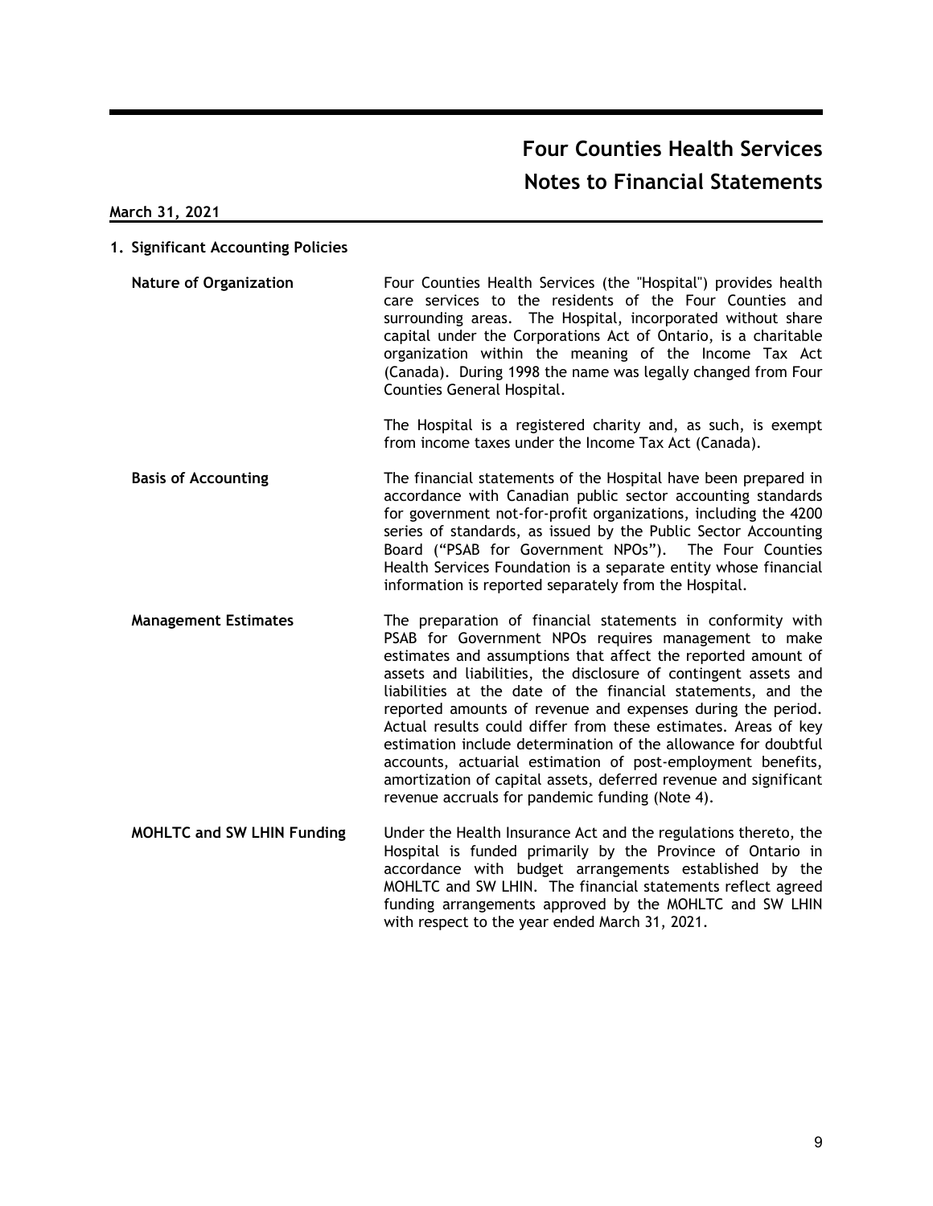## 1. Significant Accounting Policies

**Nature of Organization**

Four Counties Health Services (the "Hospital") provides health care services to the residents of the Four Counties and surrounding areas. The Hospital, incorporated without share capital under the Corporations Act of Ontario, is a charitable organization within the meaning of the Income Tax Act (Canada). During 1998 the name was legally changed from Four Counties General Hospital.

The Hospital is a registered charity and, as such, is exempt from income taxes under the Income Tax Act (Canada).

**Basis of Accounting**

The financial statements of the Hospital have been prepared in accordance with Canadian public sector accounting standards for government not-for-profit organizations, including the 4200 series of standards, as issued by the Public Sector Accounting Board ("PSAB for Government NPOs"). The Four Counties Health Services Foundation is a separate entity whose financial information is reported separately from the Hospital.

**Management Estimates**

The preparation of financial statements in conformity with PSAB for Government NPOs requires management to make estimates and assumptions that affect the reported amount of assets and liabilities, the disclosure of contingent assets and liabilities at the date of the financial statements, and the reported amounts of revenue and expenses during the period. Actual results could differ from these estimates. Areas of key estimation include determination of the allowance for doubtful accounts, actuarial estimation of post-employment benefits, amortization of capital assets, deferred revenue and significant revenue accruals for pandemic funding (Note 4).

**MOHLTC and SW LHIN Funding**

Under the Health Insurance Act and the regulations thereto, the Hospital is funded primarily by the Province of Ontario in accordance with budget arrangements established by the MOHLTC and SW LHIN. The financial statements reflect agreed funding arrangements approved by the MOHLTC and SW LHIN with respect to the year ended March 31, 2021.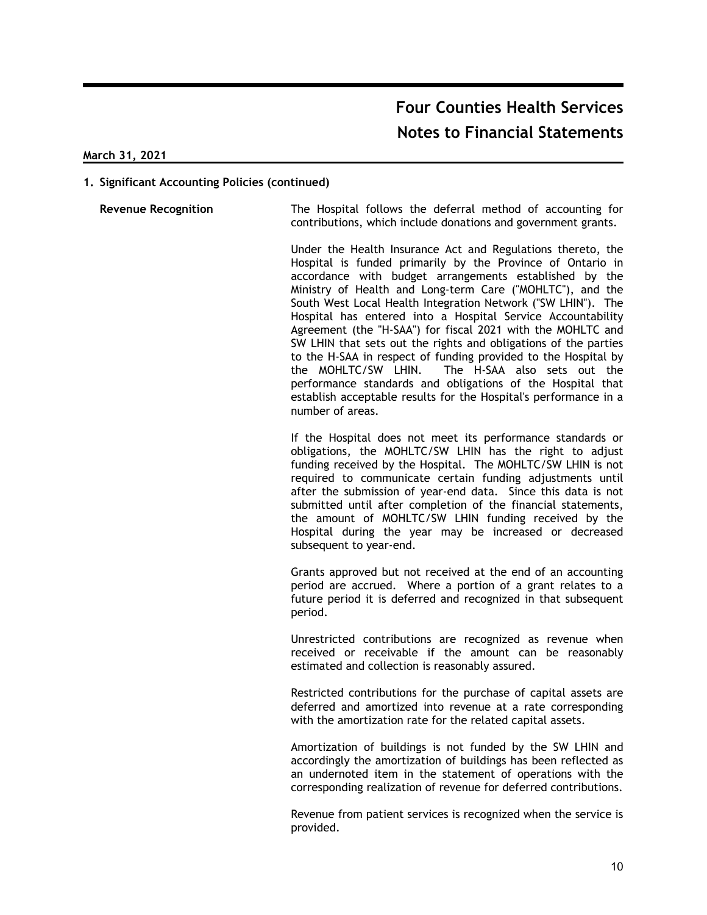# Four Counties Health Services
# Notes to Financial Statements

**March 31, 2021**

**1. Significant Accounting Policies (continued)**

**Revenue Recognition**

The Hospital follows the deferral method of accounting for contributions, which include donations and government grants.

Under the Health Insurance Act and Regulations thereto, the Hospital is funded primarily by the Province of Ontario in accordance with budget arrangements established by the Ministry of Health and Long-term Care ("MOHLTC"), and the South West Local Health Integration Network ("SW LHIN"). The Hospital has entered into a Hospital Service Accountability Agreement (the "H-SAA") for fiscal 2021 with the MOHLTC and SW LHIN that sets out the rights and obligations of the parties to the H-SAA in respect of funding provided to the Hospital by the MOHLTC/SW LHIN. The H-SAA also sets out the performance standards and obligations of the Hospital that establish acceptable results for the Hospital's performance in a number of areas.

If the Hospital does not meet its performance standards or obligations, the MOHLTC/SW LHIN has the right to adjust funding received by the Hospital. The MOHLTC/SW LHIN is not required to communicate certain funding adjustments until after the submission of year-end data. Since this data is not submitted until after completion of the financial statements, the amount of MOHLTC/SW LHIN funding received by the Hospital during the year may be increased or decreased subsequent to year-end.

Grants approved but not received at the end of an accounting period are accrued. Where a portion of a grant relates to a future period it is deferred and recognized in that subsequent period.

Unrestricted contributions are recognized as revenue when received or receivable if the amount can be reasonably estimated and collection is reasonably assured.

Restricted contributions for the purchase of capital assets are deferred and amortized into revenue at a rate corresponding with the amortization rate for the related capital assets.

Amortization of buildings is not funded by the SW LHIN and accordingly the amortization of buildings has been reflected as an undernoted item in the statement of operations with the corresponding realization of revenue for deferred contributions.

Revenue from patient services is recognized when the service is provided.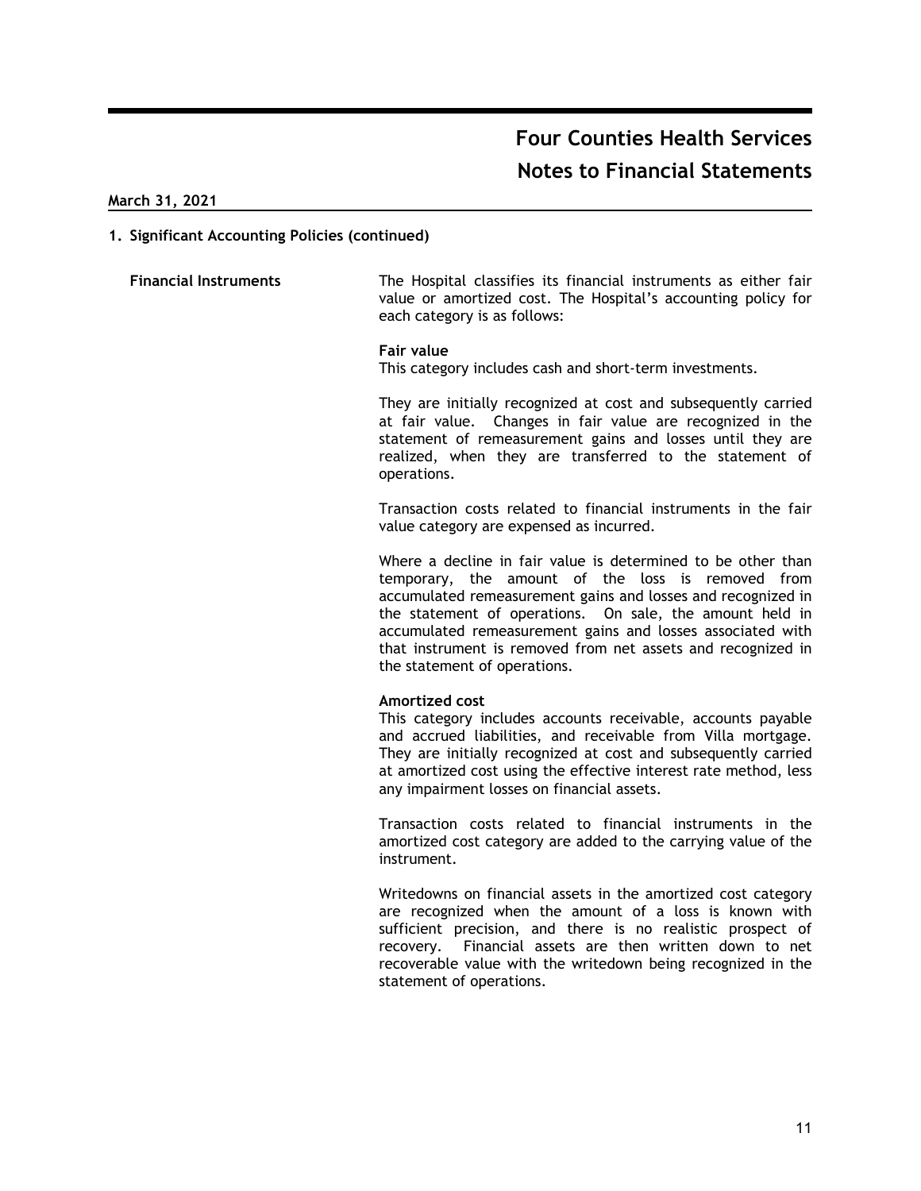## 1. Significant Accounting Policies (continued)

**Financial Instruments**

The Hospital classifies its financial instruments as either fair value or amortized cost. The Hospital's accounting policy for each category is as follows:

**Fair value**

This category includes cash and short-term investments.

They are initially recognized at cost and subsequently carried at fair value. Changes in fair value are recognized in the statement of remeasurement gains and losses until they are realized, when they are transferred to the statement of operations.

Transaction costs related to financial instruments in the fair value category are expensed as incurred.

Where a decline in fair value is determined to be other than temporary, the amount of the loss is removed from accumulated remeasurement gains and losses and recognized in the statement of operations. On sale, the amount held in accumulated remeasurement gains and losses associated with that instrument is removed from net assets and recognized in the statement of operations.

**Amortized cost**

This category includes accounts receivable, accounts payable and accrued liabilities, and receivable from Villa mortgage. They are initially recognized at cost and subsequently carried at amortized cost using the effective interest rate method, less any impairment losses on financial assets.

Transaction costs related to financial instruments in the amortized cost category are added to the carrying value of the instrument.

Writedowns on financial assets in the amortized cost category are recognized when the amount of a loss is known with sufficient precision, and there is no realistic prospect of recovery. Financial assets are then written down to net recoverable value with the writedown being recognized in the statement of operations.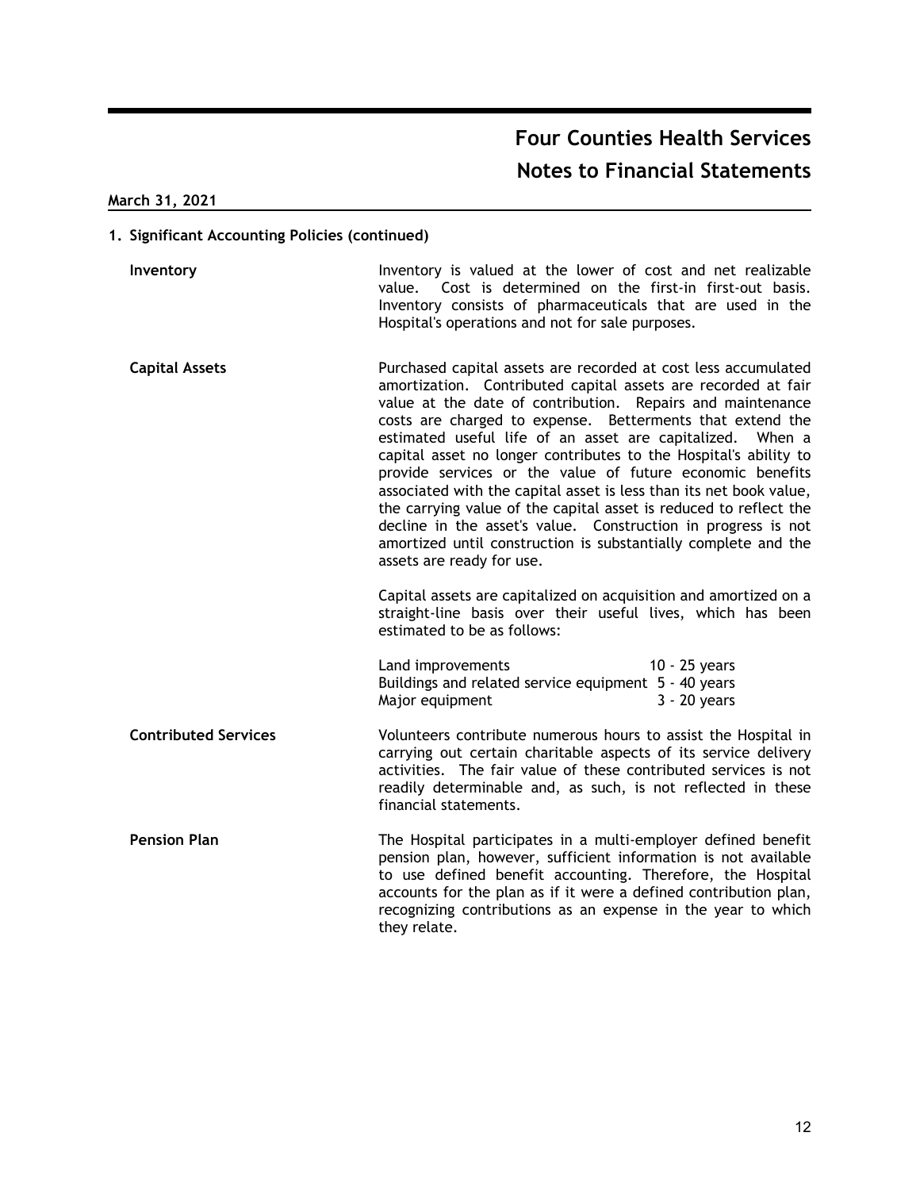# Four Counties Health Services
## Notes to Financial Statements

**March 31, 2021**

**1. Significant Accounting Policies (continued)**

**Inventory**

Inventory is valued at the lower of cost and net realizable value. Cost is determined on the first-in first-out basis. Inventory consists of pharmaceuticals that are used in the Hospital's operations and not for sale purposes.

**Capital Assets**

Purchased capital assets are recorded at cost less accumulated amortization. Contributed capital assets are recorded at fair value at the date of contribution. Repairs and maintenance costs are charged to expense. Betterments that extend the estimated useful life of an asset are capitalized. When a capital asset no longer contributes to the Hospital's ability to provide services or the value of future economic benefits associated with the capital asset is less than its net book value, the carrying value of the capital asset is reduced to reflect the decline in the asset's value. Construction in progress is not amortized until construction is substantially complete and the assets are ready for use.

Capital assets are capitalized on acquisition and amortized on a straight-line basis over their useful lives, which has been estimated to be as follows:

| | |
|---|---|
| Land improvements | 10 - 25 years |
| Buildings and related service equipment | 5 - 40 years |
| Major equipment | 3 - 20 years |

**Contributed Services**

Volunteers contribute numerous hours to assist the Hospital in carrying out certain charitable aspects of its service delivery activities. The fair value of these contributed services is not readily determinable and, as such, is not reflected in these financial statements.

**Pension Plan**

The Hospital participates in a multi-employer defined benefit pension plan, however, sufficient information is not available to use defined benefit accounting. Therefore, the Hospital accounts for the plan as if it were a defined contribution plan, recognizing contributions as an expense in the year to which they relate.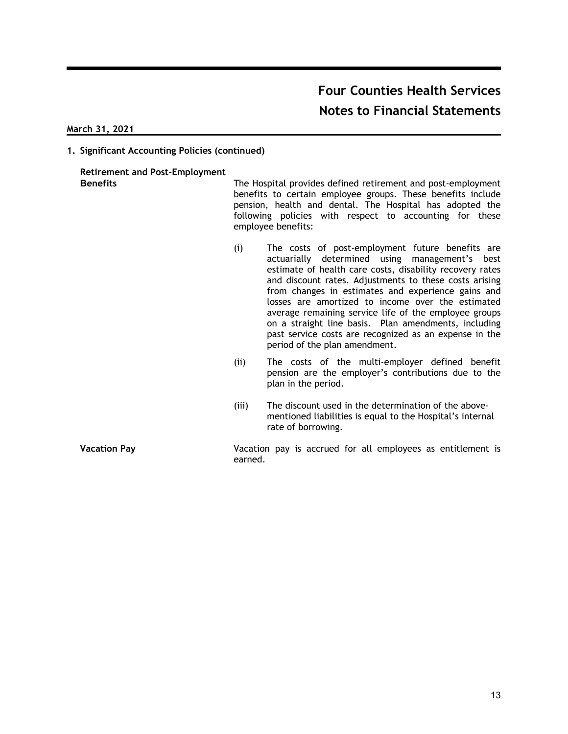**March 31, 2021**

## 1. Significant Accounting Policies (continued)

**Retirement and Post-Employment Benefits**

The Hospital provides defined retirement and post-employment benefits to certain employee groups. These benefits include pension, health and dental. The Hospital has adopted the following policies with respect to accounting for these employee benefits:

(i) The costs of post-employment future benefits are actuarially determined using management's best estimate of health care costs, disability recovery rates and discount rates. Adjustments to these costs arising from changes in estimates and experience gains and losses are amortized to income over the estimated average remaining service life of the employee groups on a straight line basis. Plan amendments, including past service costs are recognized as an expense in the period of the plan amendment.

(ii) The costs of the multi-employer defined benefit pension are the employer's contributions due to the plan in the period.

(iii) The discount used in the determination of the above-mentioned liabilities is equal to the Hospital's internal rate of borrowing.

**Vacation Pay**

Vacation pay is accrued for all employees as entitlement is earned.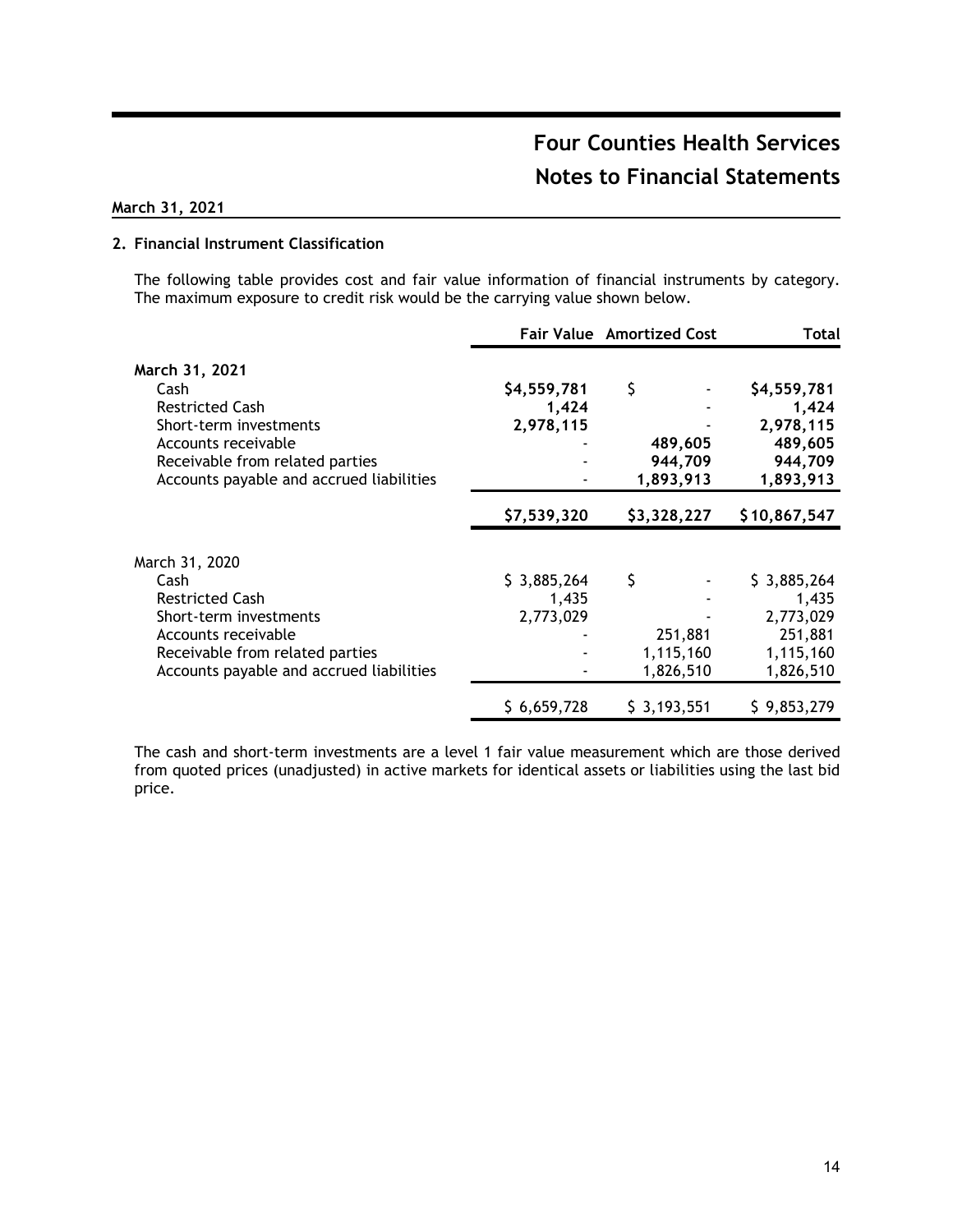# Four Counties Health Services

# Notes to Financial Statements

**March 31, 2021**

## 2. Financial Instrument Classification

The following table provides cost and fair value information of financial instruments by category. The maximum exposure to credit risk would be the carrying value shown below.

| | Fair Value | Amortized Cost | Total |
|---|---|---|---|
| **March 31, 2021** | | | |
| Cash | **$4,559,781** | $ - | **$4,559,781** |
| Restricted Cash | **1,424** | - | **1,424** |
| Short-term investments | **2,978,115** | - | **2,978,115** |
| Accounts receivable | - | **489,605** | **489,605** |
| Receivable from related parties | - | **944,709** | **944,709** |
| Accounts payable and accrued liabilities | - | **1,893,913** | **1,893,913** |
| | **$7,539,320** | **$3,328,227** | **$10,867,547** |
| March 31, 2020 | | | |
| Cash | $ 3,885,264 | $ - | $ 3,885,264 |
| Restricted Cash | 1,435 | - | 1,435 |
| Short-term investments | 2,773,029 | - | 2,773,029 |
| Accounts receivable | - | 251,881 | 251,881 |
| Receivable from related parties | - | 1,115,160 | 1,115,160 |
| Accounts payable and accrued liabilities | - | 1,826,510 | 1,826,510 |
| | $ 6,659,728 | $ 3,193,551 | $ 9,853,279 |

The cash and short-term investments are a level 1 fair value measurement which are those derived from quoted prices (unadjusted) in active markets for identical assets or liabilities using the last bid price.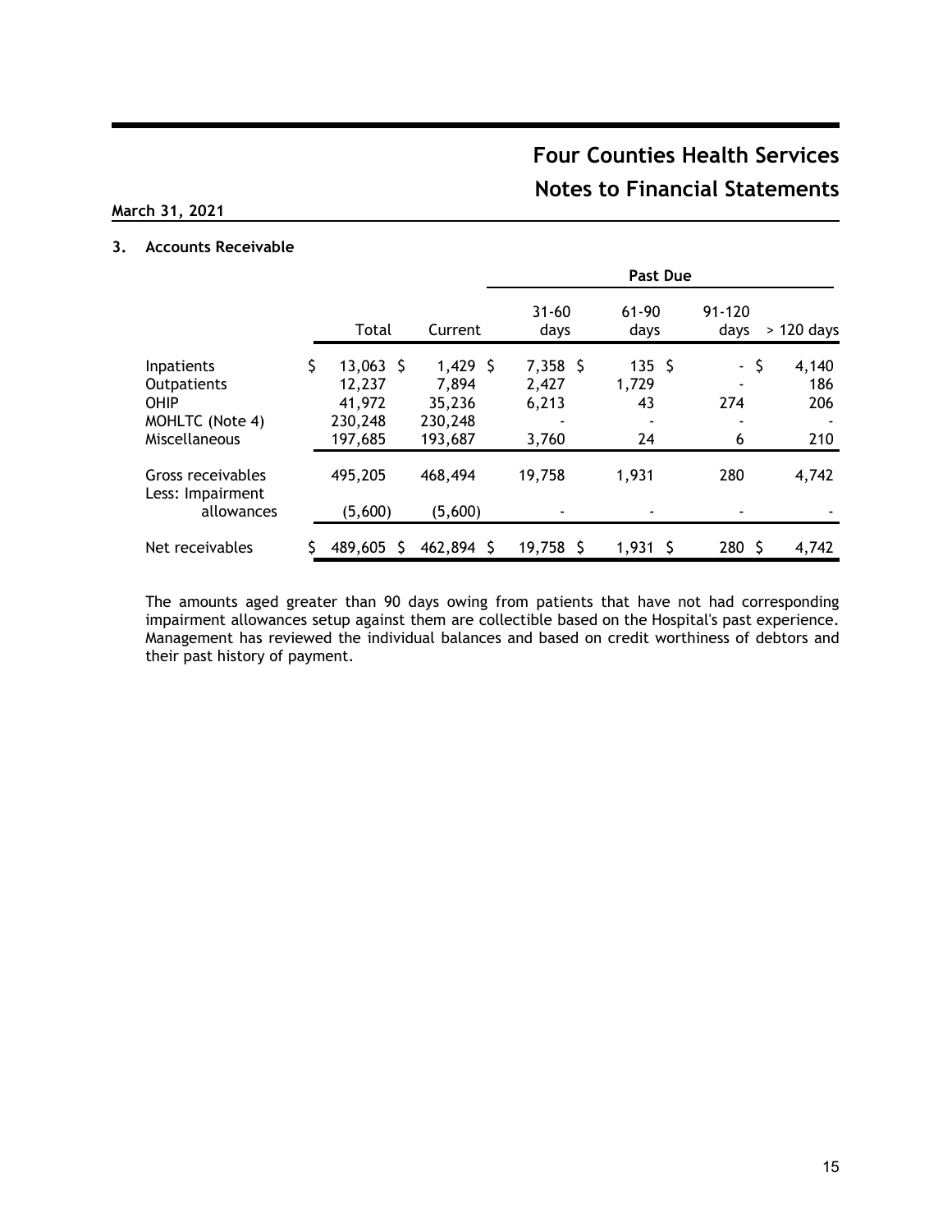Four Counties Health Services
Notes to Financial Statements

March 31, 2021

### 3. Accounts Receivable

| | | | Past Due | | | |
|---|---|---|---|---|---|---|
| | Total | Current | 31-60 days | 61-90 days | 91-120 days | > 120 days |
| Inpatients | $ 13,063 | $ 1,429 | $ 7,358 | $ 135 | $ - | $ 4,140 |
| Outpatients | 12,237 | 7,894 | 2,427 | 1,729 | - | 186 |
| OHIP | 41,972 | 35,236 | 6,213 | 43 | 274 | 206 |
| MOHLTC (Note 4) | 230,248 | 230,248 | - | - | - | - |
| Miscellaneous | 197,685 | 193,687 | 3,760 | 24 | 6 | 210 |
| Gross receivables | 495,205 | 468,494 | 19,758 | 1,931 | 280 | 4,742 |
| Less: Impairment allowances | (5,600) | (5,600) | - | - | - | - |
| Net receivables | $ 489,605 | $ 462,894 | $ 19,758 | $ 1,931 | $ 280 | $ 4,742 |

The amounts aged greater than 90 days owing from patients that have not had corresponding impairment allowances setup against them are collectible based on the Hospital's past experience. Management has reviewed the individual balances and based on credit worthiness of debtors and their past history of payment.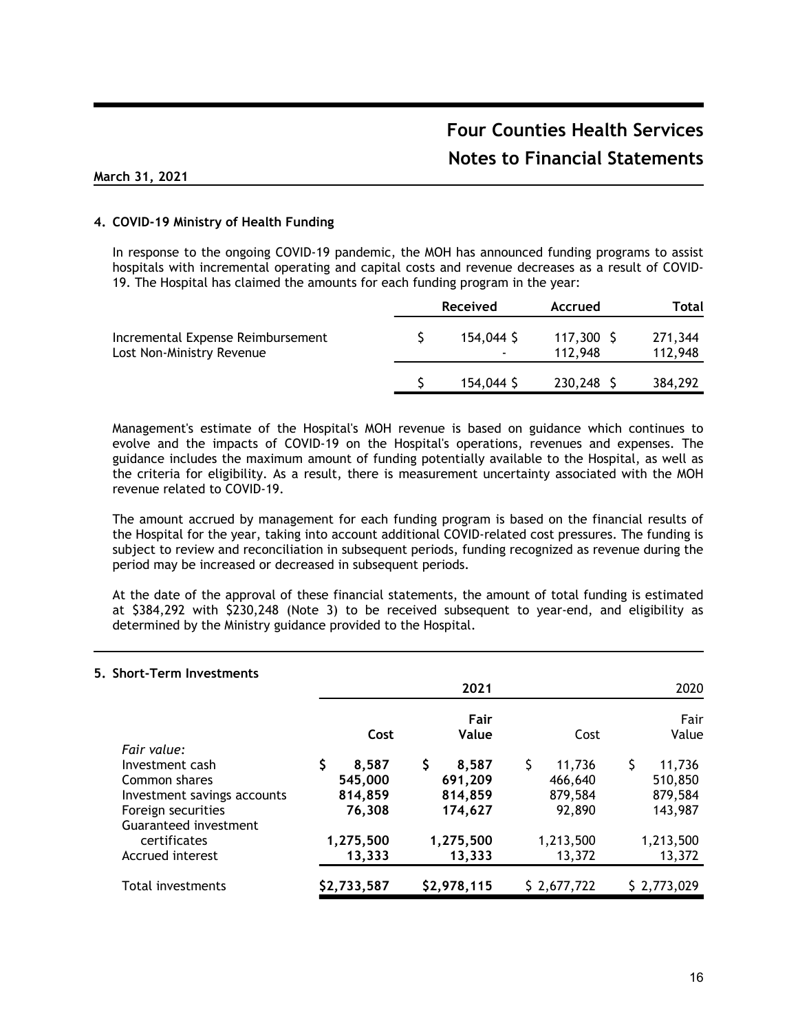# Four Counties Health Services
# Notes to Financial Statements

**March 31, 2021**

### 4. COVID-19 Ministry of Health Funding

In response to the ongoing COVID-19 pandemic, the MOH has announced funding programs to assist hospitals with incremental operating and capital costs and revenue decreases as a result of COVID-19. The Hospital has claimed the amounts for each funding program in the year:

| | Received | Accrued | Total |
|---|---|---|---|
| Incremental Expense Reimbursement | $ 154,044 | $ 117,300 | $ 271,344 |
| Lost Non-Ministry Revenue | - | 112,948 | 112,948 |
| | $ 154,044 | $ 230,248 | $ 384,292 |

Management's estimate of the Hospital's MOH revenue is based on guidance which continues to evolve and the impacts of COVID-19 on the Hospital's operations, revenues and expenses. The guidance includes the maximum amount of funding potentially available to the Hospital, as well as the criteria for eligibility. As a result, there is measurement uncertainty associated with the MOH revenue related to COVID-19.

The amount accrued by management for each funding program is based on the financial results of the Hospital for the year, taking into account additional COVID-related cost pressures. The funding is subject to review and reconciliation in subsequent periods, funding recognized as revenue during the period may be increased or decreased in subsequent periods.

At the date of the approval of these financial statements, the amount of total funding is estimated at $384,292 with $230,248 (Note 3) to be received subsequent to year-end, and eligibility as determined by the Ministry guidance provided to the Hospital.

### 5. Short-Term Investments

| | **2021** | | 2020 | |
|---|---|---|---|---|
| | **Cost** | **Fair Value** | Cost | Fair Value |
| *Fair value:* | | | | |
| Investment cash | **$ 8,587** | **$ 8,587** | $ 11,736 | $ 11,736 |
| Common shares | **545,000** | **691,209** | 466,640 | 510,850 |
| Investment savings accounts | **814,859** | **814,859** | 879,584 | 879,584 |
| Foreign securities | **76,308** | **174,627** | 92,890 | 143,987 |
| Guaranteed investment certificates | **1,275,500** | **1,275,500** | 1,213,500 | 1,213,500 |
| Accrued interest | **13,333** | **13,333** | 13,372 | 13,372 |
| Total investments | **$2,733,587** | **$2,978,115** | $ 2,677,722 | $ 2,773,029 |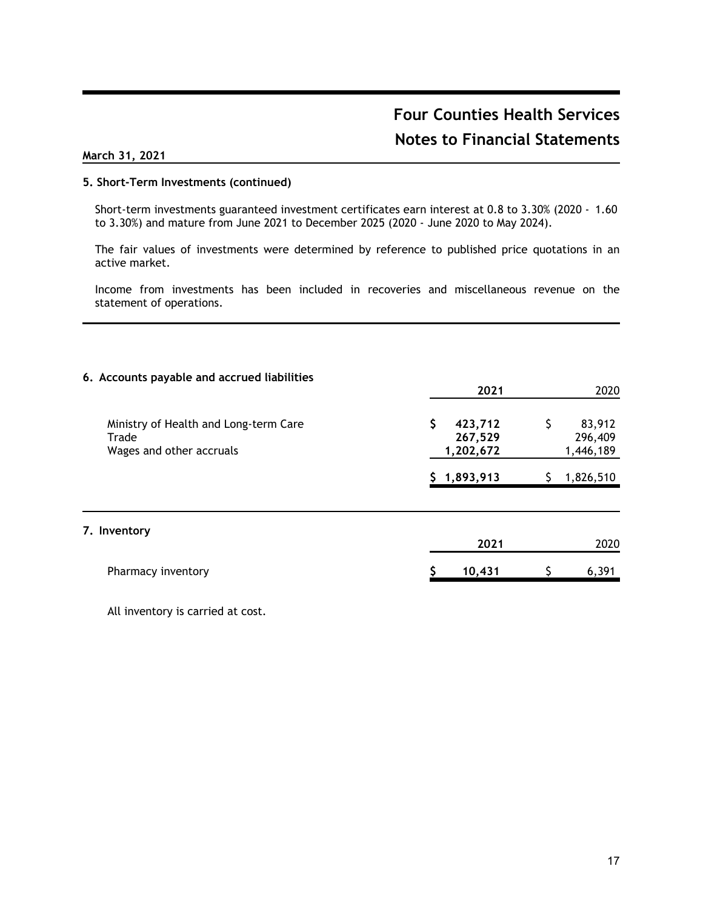## Four Counties Health Services
## Notes to Financial Statements

**March 31, 2021**

### 5. Short-Term Investments (continued)

Short-term investments guaranteed investment certificates earn interest at 0.8 to 3.30% (2020 - 1.60 to 3.30%) and mature from June 2021 to December 2025 (2020 - June 2020 to May 2024).

The fair values of investments were determined by reference to published price quotations in an active market.

Income from investments has been included in recoveries and miscellaneous revenue on the statement of operations.

### 6. Accounts payable and accrued liabilities

| | **2021** | 2020 |
|---|---|---|
| Ministry of Health and Long-term Care | **$ 423,712** | $ 83,912 |
| Trade | **267,529** | 296,409 |
| Wages and other accruals | **1,202,672** | 1,446,189 |
| | **$ 1,893,913** | $ 1,826,510 |

### 7. Inventory

| | **2021** | 2020 |
|---|---|---|
| Pharmacy inventory | **$ 10,431** | $ 6,391 |

All inventory is carried at cost.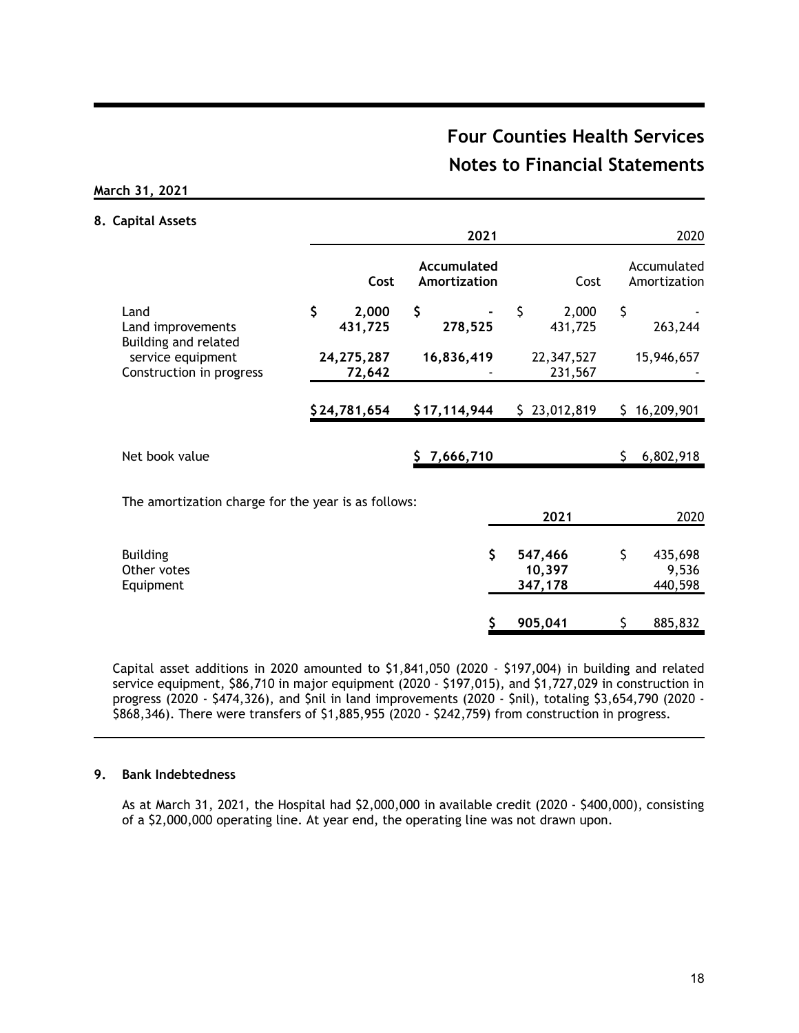# Four Counties Health Services

# Notes to Financial Statements

**March 31, 2021**

## 8. Capital Assets

| | 2021 | | 2020 | |
|---|---|---|---|---|
| | **Cost** | **Accumulated Amortization** | Cost | Accumulated Amortization |
| Land | **$ 2,000** | **$ -** | $ 2,000 | $ - |
| Land improvements | **431,725** | **278,525** | 431,725 | 263,244 |
| Building and related service equipment | **24,275,287** | **16,836,419** | 22,347,527 | 15,946,657 |
| Construction in progress | **72,642** | **-** | 231,567 | - |
| | **$24,781,654** | **$17,114,944** | $ 23,012,819 | $ 16,209,901 |
| Net book value | | **$ 7,666,710** | | $ 6,802,918 |

The amortization charge for the year is as follows:

| | 2021 | 2020 |
|---|---|---|
| Building | **$ 547,466** | $ 435,698 |
| Other votes | **10,397** | 9,536 |
| Equipment | **347,178** | 440,598 |
| | **$ 905,041** | $ 885,832 |

Capital asset additions in 2020 amounted to $1,841,050 (2020 - $197,004) in building and related service equipment, $86,710 in major equipment (2020 - $197,015), and $1,727,029 in construction in progress (2020 - $474,326), and $nil in land improvements (2020 - $nil), totaling $3,654,790 (2020 - $868,346). There were transfers of $1,885,955 (2020 - $242,759) from construction in progress.

## 9. Bank Indebtedness

As at March 31, 2021, the Hospital had $2,000,000 in available credit (2020 - $400,000), consisting of a $2,000,000 operating line. At year end, the operating line was not drawn upon.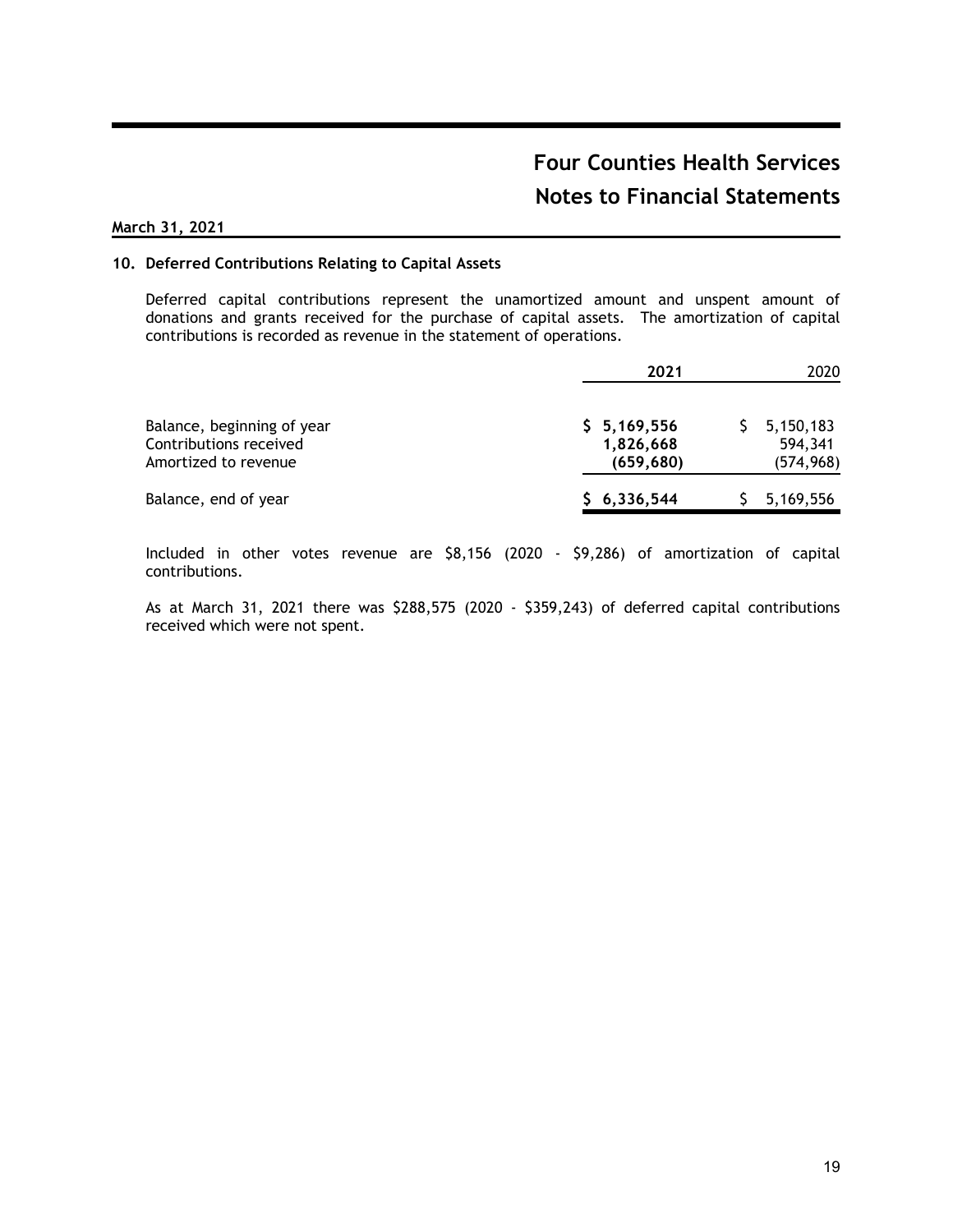# Four Counties Health Services
## Notes to Financial Statements

**March 31, 2021**

### 10. Deferred Contributions Relating to Capital Assets

Deferred capital contributions represent the unamortized amount and unspent amount of donations and grants received for the purchase of capital assets. The amortization of capital contributions is recorded as revenue in the statement of operations.

| | **2021** | 2020 |
|---|---|---|
| Balance, beginning of year | **$ 5,169,556** | $ 5,150,183 |
| Contributions received | **1,826,668** | 594,341 |
| Amortized to revenue | **(659,680)** | (574,968) |
| Balance, end of year | **$ 6,336,544** | $ 5,169,556 |

Included in other votes revenue are $8,156 (2020 - $9,286) of amortization of capital contributions.

As at March 31, 2021 there was $288,575 (2020 - $359,243) of deferred capital contributions received which were not spent.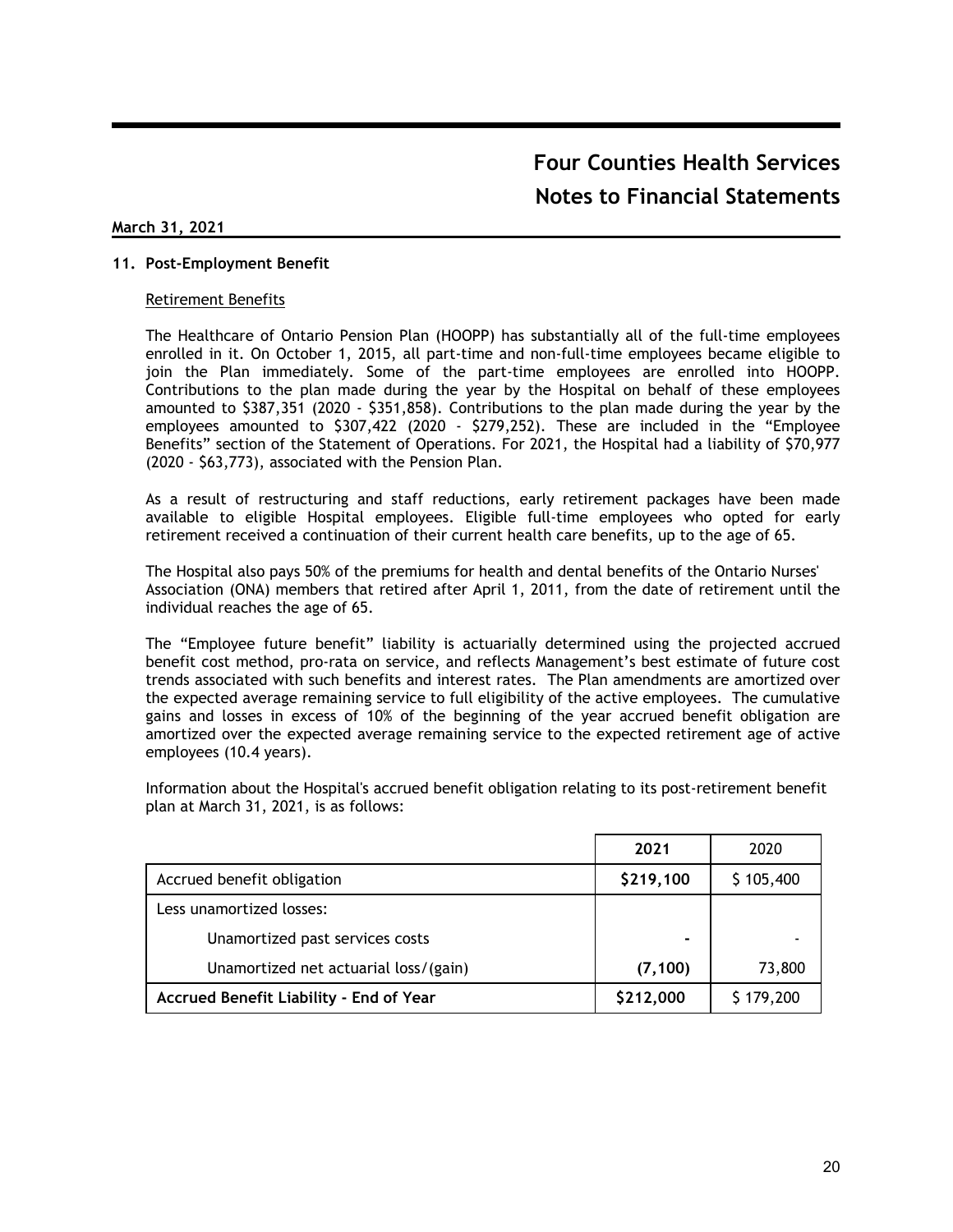# Four Counties Health Services
## Notes to Financial Statements

**March 31, 2021**

### 11. Post-Employment Benefit

Retirement Benefits

The Healthcare of Ontario Pension Plan (HOOPP) has substantially all of the full-time employees enrolled in it. On October 1, 2015, all part-time and non-full-time employees became eligible to join the Plan immediately. Some of the part-time employees are enrolled into HOOPP. Contributions to the plan made during the year by the Hospital on behalf of these employees amounted to $387,351 (2020 - $351,858). Contributions to the plan made during the year by the employees amounted to $307,422 (2020 - $279,252). These are included in the "Employee Benefits" section of the Statement of Operations. For 2021, the Hospital had a liability of $70,977 (2020 - $63,773), associated with the Pension Plan.

As a result of restructuring and staff reductions, early retirement packages have been made available to eligible Hospital employees. Eligible full-time employees who opted for early retirement received a continuation of their current health care benefits, up to the age of 65.

The Hospital also pays 50% of the premiums for health and dental benefits of the Ontario Nurses' Association (ONA) members that retired after April 1, 2011, from the date of retirement until the individual reaches the age of 65.

The "Employee future benefit" liability is actuarially determined using the projected accrued benefit cost method, pro-rata on service, and reflects Management's best estimate of future cost trends associated with such benefits and interest rates. The Plan amendments are amortized over the expected average remaining service to full eligibility of the active employees. The cumulative gains and losses in excess of 10% of the beginning of the year accrued benefit obligation are amortized over the expected average remaining service to the expected retirement age of active employees (10.4 years).

Information about the Hospital's accrued benefit obligation relating to its post-retirement benefit plan at March 31, 2021, is as follows:

| | **2021** | 2020 |
|---|---|---|
| Accrued benefit obligation | **$219,100** | $ 105,400 |
| Less unamortized losses: | | |
| Unamortized past services costs | **-** | - |
| Unamortized net actuarial loss/(gain) | **(7,100)** | 73,800 |
| **Accrued Benefit Liability - End of Year** | **$212,000** | $ 179,200 |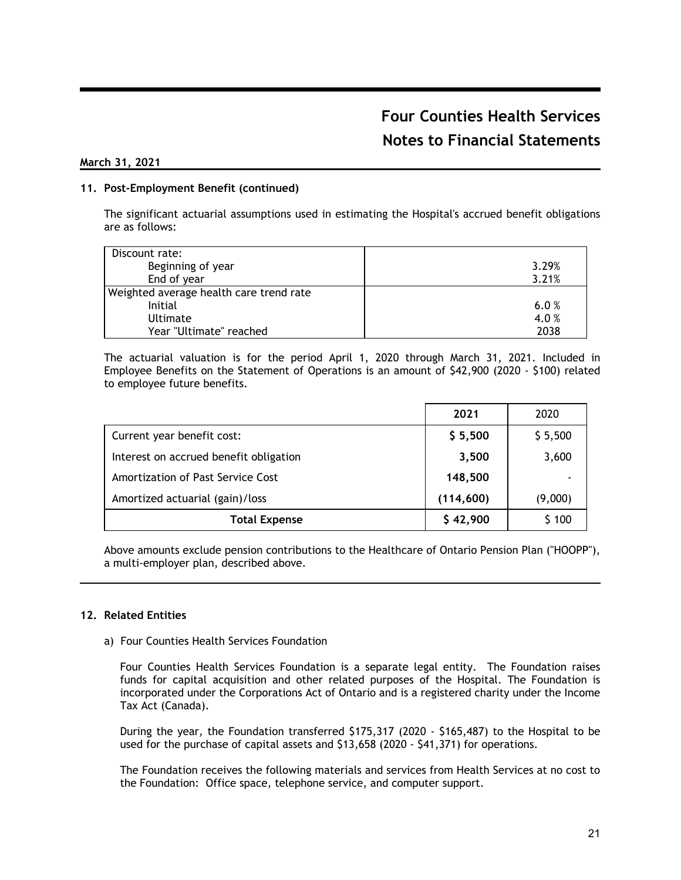**March 31, 2021**

### 11. Post-Employment Benefit (continued)

The significant actuarial assumptions used in estimating the Hospital's accrued benefit obligations are as follows:

| | |
|---|---|
| Discount rate: | |
| Beginning of year | 3.29% |
| End of year | 3.21% |
| Weighted average health care trend rate | |
| Initial | 6.0 % |
| Ultimate | 4.0 % |
| Year "Ultimate" reached | 2038 |

The actuarial valuation is for the period April 1, 2020 through March 31, 2021. Included in Employee Benefits on the Statement of Operations is an amount of $42,900 (2020 - $100) related to employee future benefits.

| | **2021** | 2020 |
|---|---|---|
| Current year benefit cost: | **$ 5,500** | $ 5,500 |
| Interest on accrued benefit obligation | **3,500** | 3,600 |
| Amortization of Past Service Cost | **148,500** | - |
| Amortized actuarial (gain)/loss | **(114,600)** | (9,000) |
| **Total Expense** | **$ 42,900** | $ 100 |

Above amounts exclude pension contributions to the Healthcare of Ontario Pension Plan ("HOOPP"), a multi-employer plan, described above.

### 12. Related Entities

a) Four Counties Health Services Foundation

Four Counties Health Services Foundation is a separate legal entity. The Foundation raises funds for capital acquisition and other related purposes of the Hospital. The Foundation is incorporated under the Corporations Act of Ontario and is a registered charity under the Income Tax Act (Canada).

During the year, the Foundation transferred $175,317 (2020 - $165,487) to the Hospital to be used for the purchase of capital assets and $13,658 (2020 - $41,371) for operations.

The Foundation receives the following materials and services from Health Services at no cost to the Foundation: Office space, telephone service, and computer support.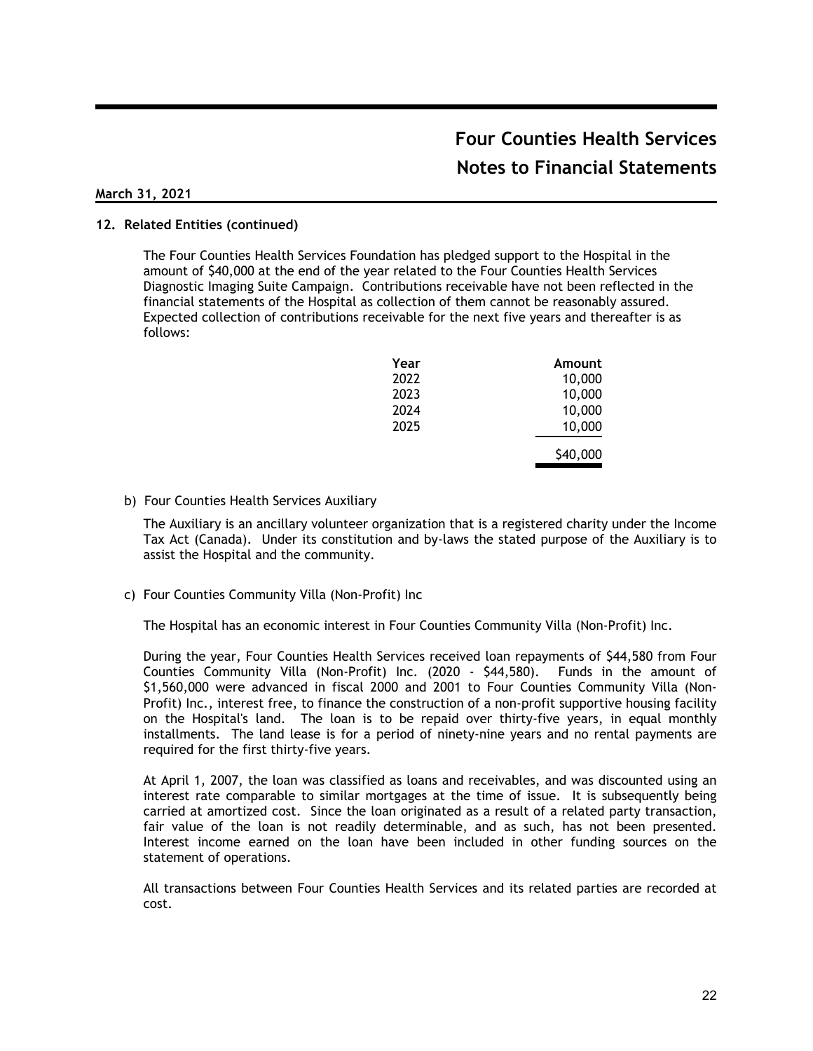**March 31, 2021**

**12. Related Entities (continued)**

The Four Counties Health Services Foundation has pledged support to the Hospital in the amount of $40,000 at the end of the year related to the Four Counties Health Services Diagnostic Imaging Suite Campaign. Contributions receivable have not been reflected in the financial statements of the Hospital as collection of them cannot be reasonably assured. Expected collection of contributions receivable for the next five years and thereafter is as follows:

| Year | Amount |
|---|---|
| 2022 | 10,000 |
| 2023 | 10,000 |
| 2024 | 10,000 |
| 2025 | 10,000 |
| | $40,000 |

b) Four Counties Health Services Auxiliary

The Auxiliary is an ancillary volunteer organization that is a registered charity under the Income Tax Act (Canada). Under its constitution and by-laws the stated purpose of the Auxiliary is to assist the Hospital and the community.

c) Four Counties Community Villa (Non-Profit) Inc

The Hospital has an economic interest in Four Counties Community Villa (Non-Profit) Inc.

During the year, Four Counties Health Services received loan repayments of $44,580 from Four Counties Community Villa (Non-Profit) Inc. (2020 - $44,580). Funds in the amount of $1,560,000 were advanced in fiscal 2000 and 2001 to Four Counties Community Villa (Non-Profit) Inc., interest free, to finance the construction of a non-profit supportive housing facility on the Hospital's land. The loan is to be repaid over thirty-five years, in equal monthly installments. The land lease is for a period of ninety-nine years and no rental payments are required for the first thirty-five years.

At April 1, 2007, the loan was classified as loans and receivables, and was discounted using an interest rate comparable to similar mortgages at the time of issue. It is subsequently being carried at amortized cost. Since the loan originated as a result of a related party transaction, fair value of the loan is not readily determinable, and as such, has not been presented. Interest income earned on the loan have been included in other funding sources on the statement of operations.

All transactions between Four Counties Health Services and its related parties are recorded at cost.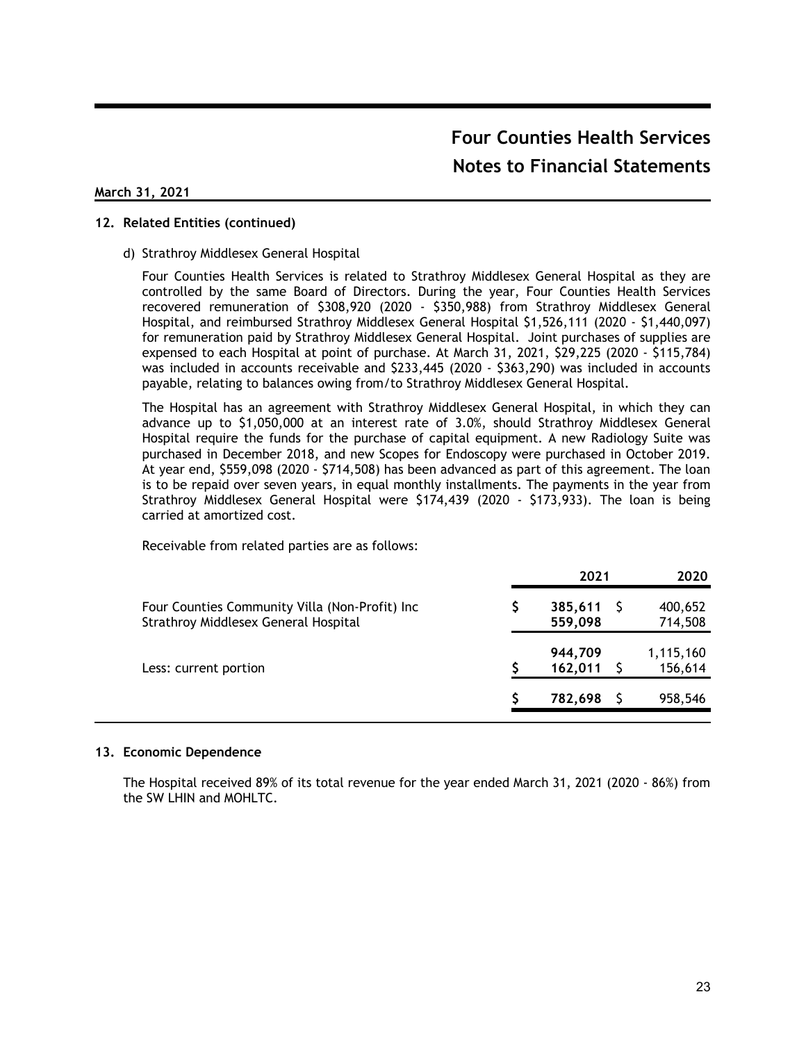# Four Counties Health Services

# Notes to Financial Statements

**March 31, 2021**

## 12. Related Entities (continued)

d) Strathroy Middlesex General Hospital

Four Counties Health Services is related to Strathroy Middlesex General Hospital as they are controlled by the same Board of Directors. During the year, Four Counties Health Services recovered remuneration of $308,920 (2020 - $350,988) from Strathroy Middlesex General Hospital, and reimbursed Strathroy Middlesex General Hospital $1,526,111 (2020 - $1,440,097) for remuneration paid by Strathroy Middlesex General Hospital. Joint purchases of supplies are expensed to each Hospital at point of purchase. At March 31, 2021, $29,225 (2020 - $115,784) was included in accounts receivable and $233,445 (2020 - $363,290) was included in accounts payable, relating to balances owing from/to Strathroy Middlesex General Hospital.

The Hospital has an agreement with Strathroy Middlesex General Hospital, in which they can advance up to $1,050,000 at an interest rate of 3.0%, should Strathroy Middlesex General Hospital require the funds for the purchase of capital equipment. A new Radiology Suite was purchased in December 2018, and new Scopes for Endoscopy were purchased in October 2019. At year end, $559,098 (2020 - $714,508) has been advanced as part of this agreement. The loan is to be repaid over seven years, in equal monthly installments. The payments in the year from Strathroy Middlesex General Hospital were $174,439 (2020 - $173,933). The loan is being carried at amortized cost.

Receivable from related parties are as follows:

| | 2021 | 2020 |
|---|---|---|
| Four Counties Community Villa (Non-Profit) Inc | $ **385,611** | $ 400,652 |
| Strathroy Middlesex General Hospital | **559,098** | 714,508 |
| | **944,709** | 1,115,160 |
| Less: current portion | $ **162,011** | $ 156,614 |
| | $ **782,698** | $ 958,546 |

## 13. Economic Dependence

The Hospital received 89% of its total revenue for the year ended March 31, 2021 (2020 - 86%) from the SW LHIN and MOHLTC.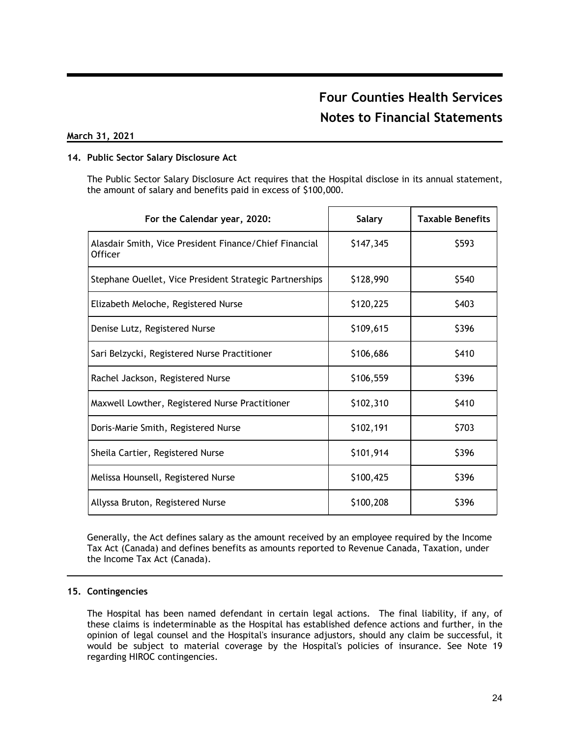# Four Counties Health Services
# Notes to Financial Statements

**March 31, 2021**

## 14. Public Sector Salary Disclosure Act

The Public Sector Salary Disclosure Act requires that the Hospital disclose in its annual statement, the amount of salary and benefits paid in excess of $100,000.

| For the Calendar year, 2020: | Salary | Taxable Benefits |
|---|---|---|
| Alasdair Smith, Vice President Finance/Chief Financial Officer | $147,345 | $593 |
| Stephane Ouellet, Vice President Strategic Partnerships | $128,990 | $540 |
| Elizabeth Meloche, Registered Nurse | $120,225 | $403 |
| Denise Lutz, Registered Nurse | $109,615 | $396 |
| Sari Belzycki, Registered Nurse Practitioner | $106,686 | $410 |
| Rachel Jackson, Registered Nurse | $106,559 | $396 |
| Maxwell Lowther, Registered Nurse Practitioner | $102,310 | $410 |
| Doris-Marie Smith, Registered Nurse | $102,191 | $703 |
| Sheila Cartier, Registered Nurse | $101,914 | $396 |
| Melissa Hounsell, Registered Nurse | $100,425 | $396 |
| Allyssa Bruton, Registered Nurse | $100,208 | $396 |

Generally, the Act defines salary as the amount received by an employee required by the Income Tax Act (Canada) and defines benefits as amounts reported to Revenue Canada, Taxation, under the Income Tax Act (Canada).

## 15. Contingencies

The Hospital has been named defendant in certain legal actions. The final liability, if any, of these claims is indeterminable as the Hospital has established defence actions and further, in the opinion of legal counsel and the Hospital's insurance adjustors, should any claim be successful, it would be subject to material coverage by the Hospital's policies of insurance. See Note 19 regarding HIROC contingencies.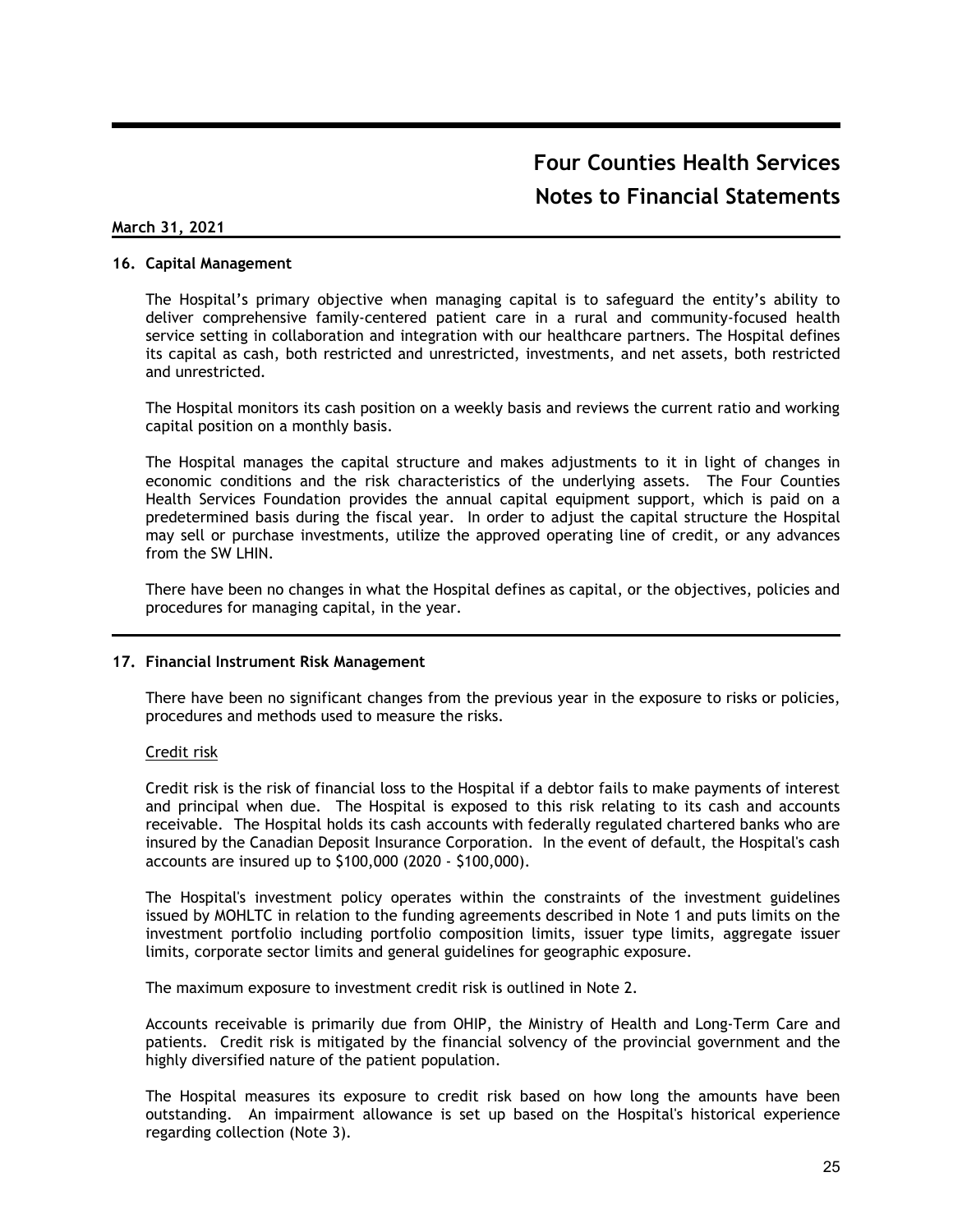**March 31, 2021**

## 16. Capital Management

The Hospital's primary objective when managing capital is to safeguard the entity's ability to deliver comprehensive family-centered patient care in a rural and community-focused health service setting in collaboration and integration with our healthcare partners. The Hospital defines its capital as cash, both restricted and unrestricted, investments, and net assets, both restricted and unrestricted.

The Hospital monitors its cash position on a weekly basis and reviews the current ratio and working capital position on a monthly basis.

The Hospital manages the capital structure and makes adjustments to it in light of changes in economic conditions and the risk characteristics of the underlying assets. The Four Counties Health Services Foundation provides the annual capital equipment support, which is paid on a predetermined basis during the fiscal year. In order to adjust the capital structure the Hospital may sell or purchase investments, utilize the approved operating line of credit, or any advances from the SW LHIN.

There have been no changes in what the Hospital defines as capital, or the objectives, policies and procedures for managing capital, in the year.

## 17. Financial Instrument Risk Management

There have been no significant changes from the previous year in the exposure to risks or policies, procedures and methods used to measure the risks.

### Credit risk

Credit risk is the risk of financial loss to the Hospital if a debtor fails to make payments of interest and principal when due. The Hospital is exposed to this risk relating to its cash and accounts receivable. The Hospital holds its cash accounts with federally regulated chartered banks who are insured by the Canadian Deposit Insurance Corporation. In the event of default, the Hospital's cash accounts are insured up to $100,000 (2020 - $100,000).

The Hospital's investment policy operates within the constraints of the investment guidelines issued by MOHLTC in relation to the funding agreements described in Note 1 and puts limits on the investment portfolio including portfolio composition limits, issuer type limits, aggregate issuer limits, corporate sector limits and general guidelines for geographic exposure.

The maximum exposure to investment credit risk is outlined in Note 2.

Accounts receivable is primarily due from OHIP, the Ministry of Health and Long-Term Care and patients. Credit risk is mitigated by the financial solvency of the provincial government and the highly diversified nature of the patient population.

The Hospital measures its exposure to credit risk based on how long the amounts have been outstanding. An impairment allowance is set up based on the Hospital's historical experience regarding collection (Note 3).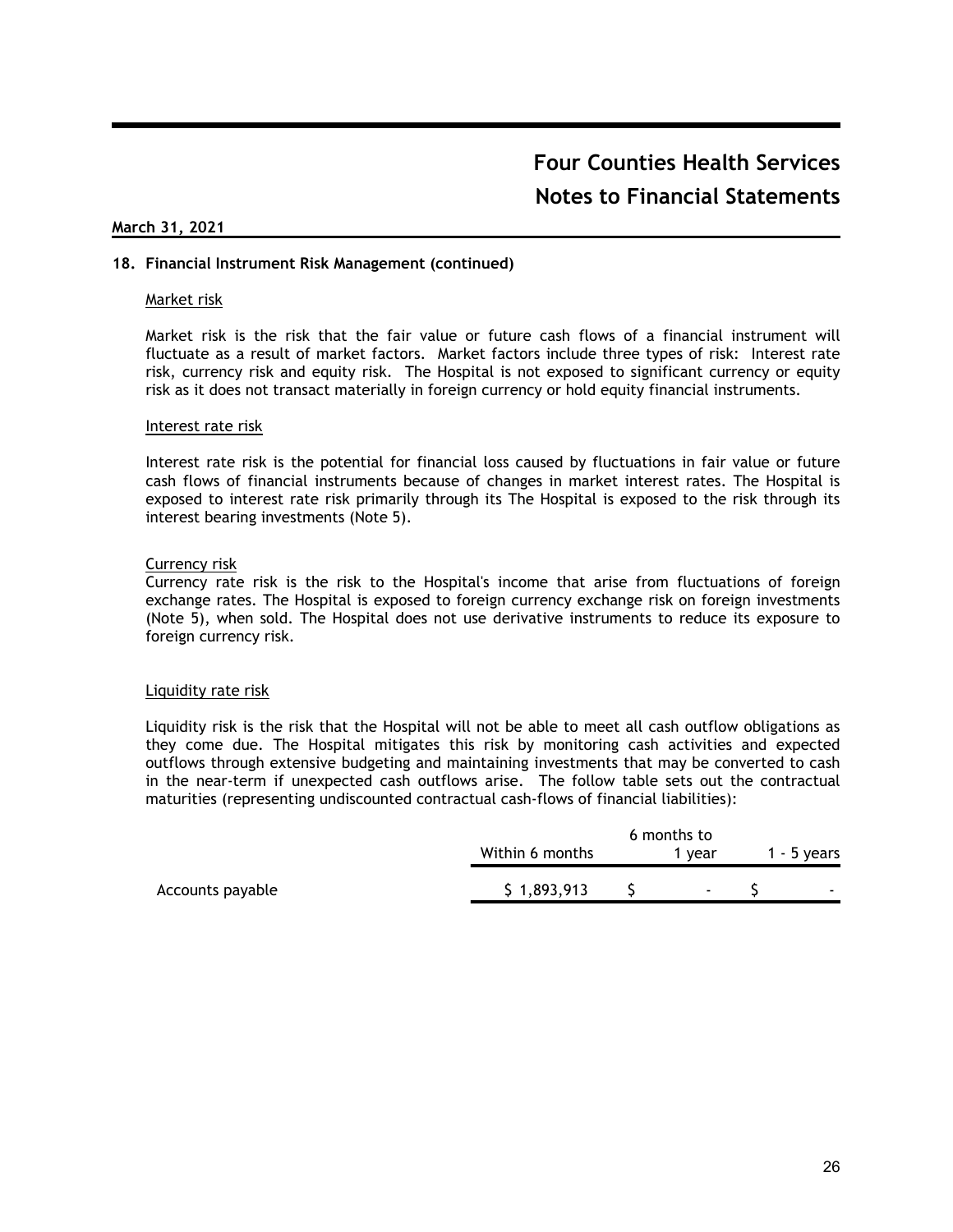# Four Counties Health Services
# Notes to Financial Statements

**March 31, 2021**

**18. Financial Instrument Risk Management (continued)**

Market risk

Market risk is the risk that the fair value or future cash flows of a financial instrument will fluctuate as a result of market factors. Market factors include three types of risk: Interest rate risk, currency risk and equity risk. The Hospital is not exposed to significant currency or equity risk as it does not transact materially in foreign currency or hold equity financial instruments.

Interest rate risk

Interest rate risk is the potential for financial loss caused by fluctuations in fair value or future cash flows of financial instruments because of changes in market interest rates. The Hospital is exposed to interest rate risk primarily through its The Hospital is exposed to the risk through its interest bearing investments (Note 5).

Currency risk

Currency rate risk is the risk to the Hospital's income that arise from fluctuations of foreign exchange rates. The Hospital is exposed to foreign currency exchange risk on foreign investments (Note 5), when sold. The Hospital does not use derivative instruments to reduce its exposure to foreign currency risk.

Liquidity rate risk

Liquidity risk is the risk that the Hospital will not be able to meet all cash outflow obligations as they come due. The Hospital mitigates this risk by monitoring cash activities and expected outflows through extensive budgeting and maintaining investments that may be converted to cash in the near-term if unexpected cash outflows arise. The follow table sets out the contractual maturities (representing undiscounted contractual cash-flows of financial liabilities):

| | Within 6 months | 6 months to 1 year | 1 - 5 years |
|---|---|---|---|
| Accounts payable | $ 1,893,913 | $ - | $ - |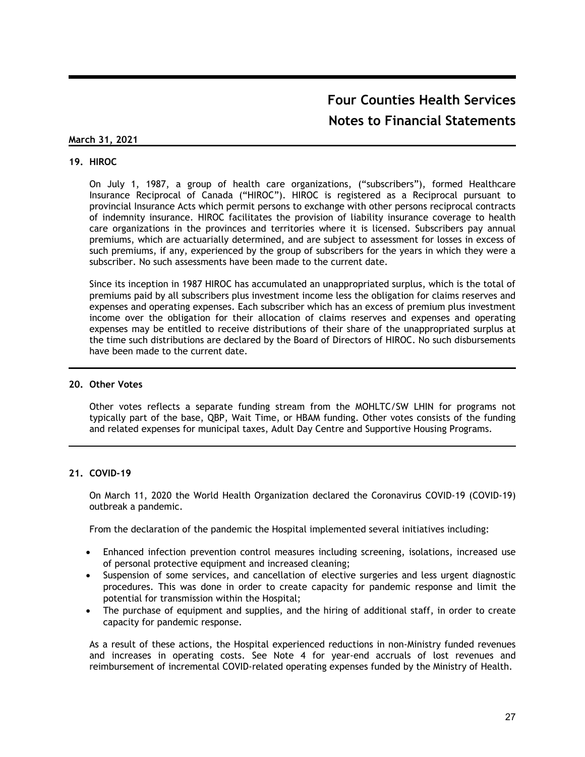**March 31, 2021**

## 19. HIROC

On July 1, 1987, a group of health care organizations, ("subscribers"), formed Healthcare Insurance Reciprocal of Canada ("HIROC"). HIROC is registered as a Reciprocal pursuant to provincial Insurance Acts which permit persons to exchange with other persons reciprocal contracts of indemnity insurance. HIROC facilitates the provision of liability insurance coverage to health care organizations in the provinces and territories where it is licensed. Subscribers pay annual premiums, which are actuarially determined, and are subject to assessment for losses in excess of such premiums, if any, experienced by the group of subscribers for the years in which they were a subscriber. No such assessments have been made to the current date.

Since its inception in 1987 HIROC has accumulated an unappropriated surplus, which is the total of premiums paid by all subscribers plus investment income less the obligation for claims reserves and expenses and operating expenses. Each subscriber which has an excess of premium plus investment income over the obligation for their allocation of claims reserves and expenses and operating expenses may be entitled to receive distributions of their share of the unappropriated surplus at the time such distributions are declared by the Board of Directors of HIROC. No such disbursements have been made to the current date.

## 20. Other Votes

Other votes reflects a separate funding stream from the MOHLTC/SW LHIN for programs not typically part of the base, QBP, Wait Time, or HBAM funding. Other votes consists of the funding and related expenses for municipal taxes, Adult Day Centre and Supportive Housing Programs.

## 21. COVID-19

On March 11, 2020 the World Health Organization declared the Coronavirus COVID-19 (COVID-19) outbreak a pandemic.

From the declaration of the pandemic the Hospital implemented several initiatives including:

- Enhanced infection prevention control measures including screening, isolations, increased use of personal protective equipment and increased cleaning;
- Suspension of some services, and cancellation of elective surgeries and less urgent diagnostic procedures. This was done in order to create capacity for pandemic response and limit the potential for transmission within the Hospital;
- The purchase of equipment and supplies, and the hiring of additional staff, in order to create capacity for pandemic response.

As a result of these actions, the Hospital experienced reductions in non-Ministry funded revenues and increases in operating costs. See Note 4 for year-end accruals of lost revenues and reimbursement of incremental COVID-related operating expenses funded by the Ministry of Health.